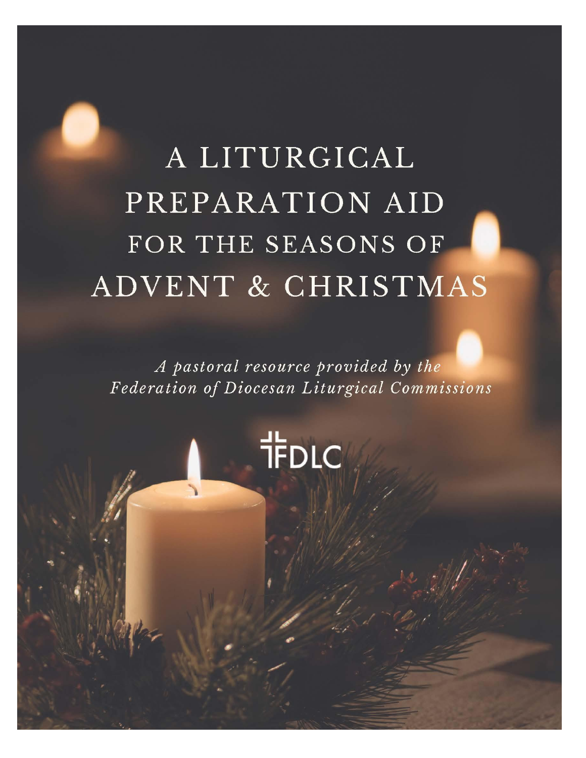# A LITURGICAL PREPARATION AID FOR THE SEASONS OF ADVENT & CHRISTMAS

*A pastoral resource provided by the Federation of Diocesan Liturgical Commissions*

FDLC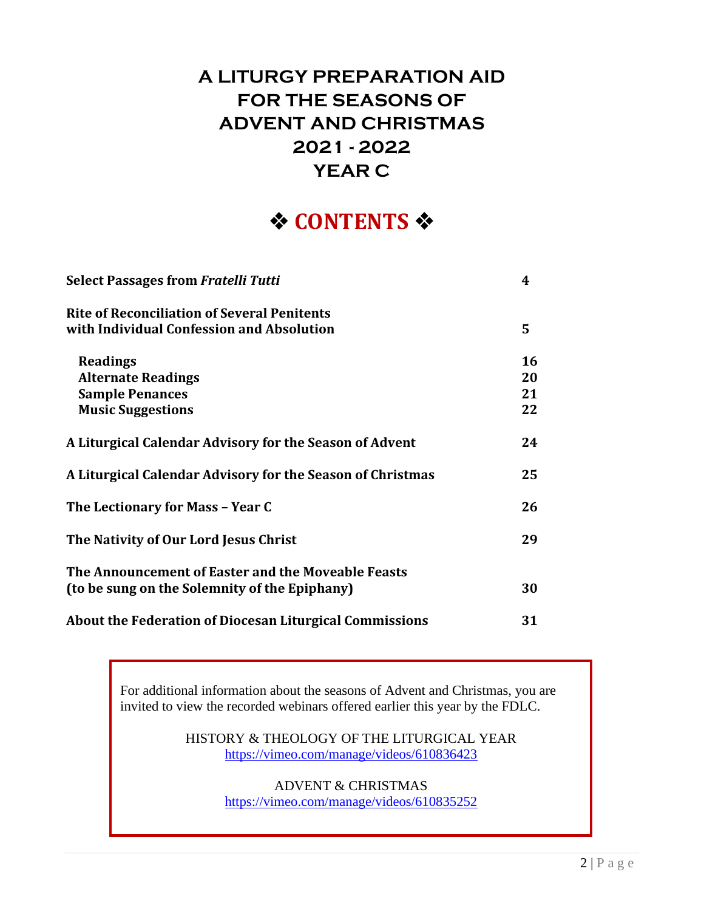# A LITURGY PREPARATION AID FOR THE SEASONS OF ADVENT AND CHRISTMAS 2021 - 2022 YEAR C

## ❖ CONTENTS ❖

| | |
|---|---|
| **Select Passages from *Fratelli Tutti*** | **4** |
| **Rite of Reconciliation of Several Penitents with Individual Confession and Absolution** | **5** |
| **Readings** | **16** |
| **Alternate Readings** | **20** |
| **Sample Penances** | **21** |
| **Music Suggestions** | **22** |
| **A Liturgical Calendar Advisory for the Season of Advent** | **24** |
| **A Liturgical Calendar Advisory for the Season of Christmas** | **25** |
| **The Lectionary for Mass – Year C** | **26** |
| **The Nativity of Our Lord Jesus Christ** | **29** |
| **The Announcement of Easter and the Moveable Feasts (to be sung on the Solemnity of the Epiphany)** | **30** |
| **About the Federation of Diocesan Liturgical Commissions** | **31** |

For additional information about the seasons of Advent and Christmas, you are invited to view the recorded webinars offered earlier this year by the FDLC.

HISTORY & THEOLOGY OF THE LITURGICAL YEAR
https://vimeo.com/manage/videos/610836423

ADVENT & CHRISTMAS
https://vimeo.com/manage/videos/610835252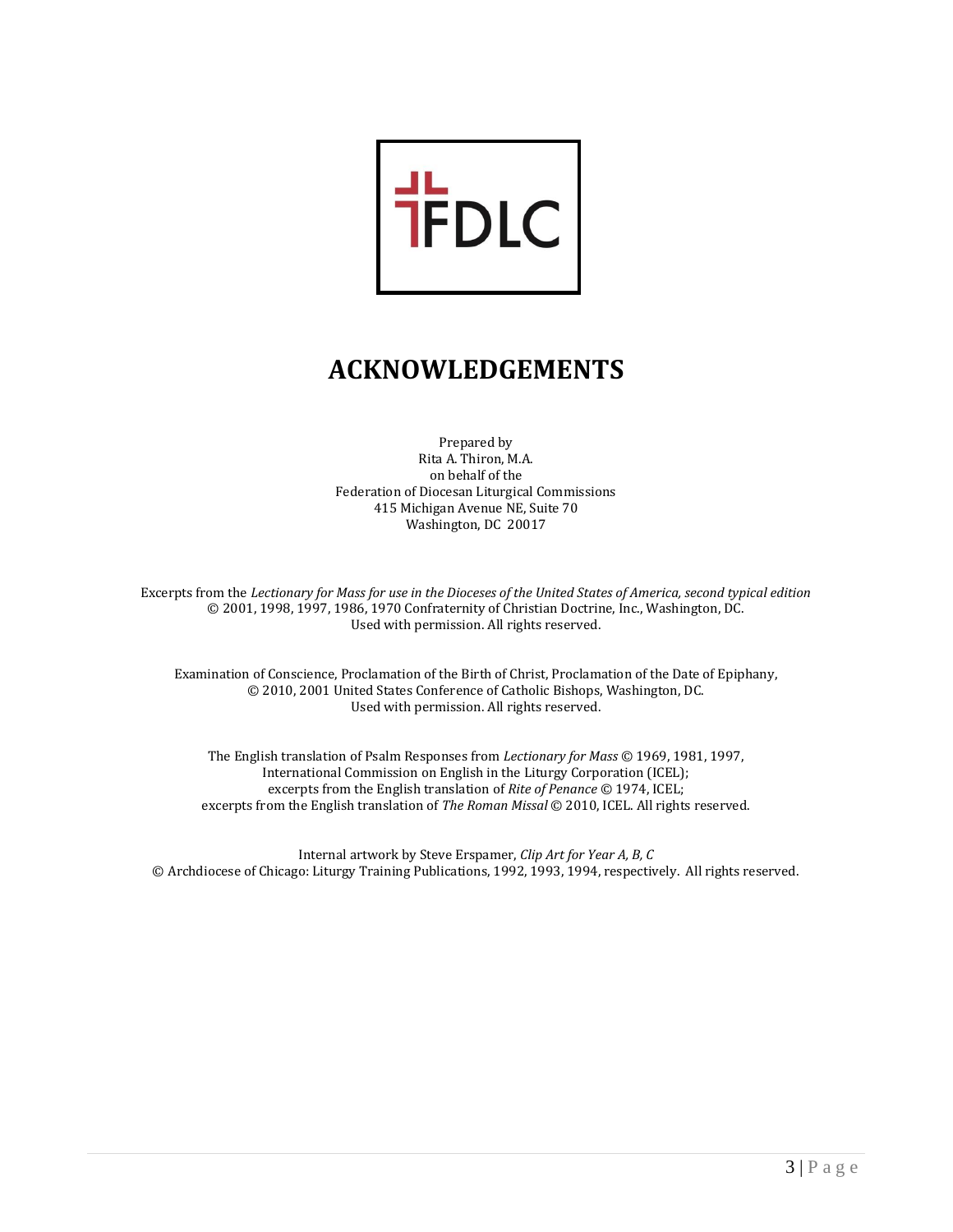FDLC

# ACKNOWLEDGEMENTS

Prepared by
Rita A. Thiron, M.A.
on behalf of the
Federation of Diocesan Liturgical Commissions
415 Michigan Avenue NE, Suite 70
Washington, DC 20017

Excerpts from the *Lectionary for Mass for use in the Dioceses of the United States of America, second typical edition* © 2001, 1998, 1997, 1986, 1970 Confraternity of Christian Doctrine, Inc., Washington, DC.
Used with permission. All rights reserved.

Examination of Conscience, Proclamation of the Birth of Christ, Proclamation of the Date of Epiphany,
© 2010, 2001 United States Conference of Catholic Bishops, Washington, DC.
Used with permission. All rights reserved.

The English translation of Psalm Responses from *Lectionary for Mass* © 1969, 1981, 1997,
International Commission on English in the Liturgy Corporation (ICEL);
excerpts from the English translation of *Rite of Penance* © 1974, ICEL;
excerpts from the English translation of *The Roman Missal* © 2010, ICEL. All rights reserved.

Internal artwork by Steve Erspamer, *Clip Art for Year A, B, C*
© Archdiocese of Chicago: Liturgy Training Publications, 1992, 1993, 1994, respectively. All rights reserved.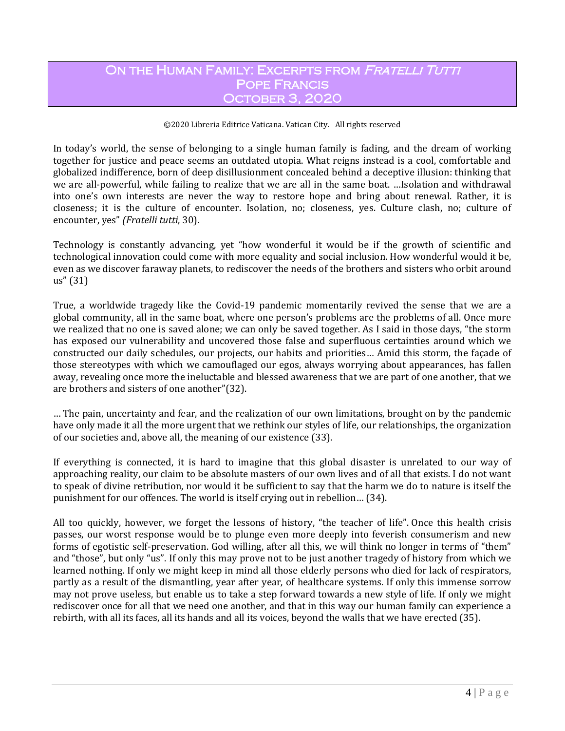# On the Human Family: Excerpts from *Fratelli Tutti*
## Pope Francis
## October 3, 2020

©2020 Libreria Editrice Vaticana. Vatican City. All rights reserved

In today's world, the sense of belonging to a single human family is fading, and the dream of working together for justice and peace seems an outdated utopia. What reigns instead is a cool, comfortable and globalized indifference, born of deep disillusionment concealed behind a deceptive illusion: thinking that we are all-powerful, while failing to realize that we are all in the same boat. …Isolation and withdrawal into one's own interests are never the way to restore hope and bring about renewal. Rather, it is closeness; it is the culture of encounter. Isolation, no; closeness, yes. Culture clash, no; culture of encounter, yes" *(Fratelli tutti*, 30).

Technology is constantly advancing, yet "how wonderful it would be if the growth of scientific and technological innovation could come with more equality and social inclusion. How wonderful would it be, even as we discover faraway planets, to rediscover the needs of the brothers and sisters who orbit around us" (31)

True, a worldwide tragedy like the Covid-19 pandemic momentarily revived the sense that we are a global community, all in the same boat, where one person's problems are the problems of all. Once more we realized that no one is saved alone; we can only be saved together. As I said in those days, "the storm has exposed our vulnerability and uncovered those false and superfluous certainties around which we constructed our daily schedules, our projects, our habits and priorities… Amid this storm, the façade of those stereotypes with which we camouflaged our egos, always worrying about appearances, has fallen away, revealing once more the ineluctable and blessed awareness that we are part of one another, that we are brothers and sisters of one another"(32).

… The pain, uncertainty and fear, and the realization of our own limitations, brought on by the pandemic have only made it all the more urgent that we rethink our styles of life, our relationships, the organization of our societies and, above all, the meaning of our existence (33).

If everything is connected, it is hard to imagine that this global disaster is unrelated to our way of approaching reality, our claim to be absolute masters of our own lives and of all that exists. I do not want to speak of divine retribution, nor would it be sufficient to say that the harm we do to nature is itself the punishment for our offences. The world is itself crying out in rebellion… (34).

All too quickly, however, we forget the lessons of history, "the teacher of life". Once this health crisis passes, our worst response would be to plunge even more deeply into feverish consumerism and new forms of egotistic self-preservation. God willing, after all this, we will think no longer in terms of "them" and "those", but only "us". If only this may prove not to be just another tragedy of history from which we learned nothing. If only we might keep in mind all those elderly persons who died for lack of respirators, partly as a result of the dismantling, year after year, of healthcare systems. If only this immense sorrow may not prove useless, but enable us to take a step forward towards a new style of life. If only we might rediscover once for all that we need one another, and that in this way our human family can experience a rebirth, with all its faces, all its hands and all its voices, beyond the walls that we have erected (35).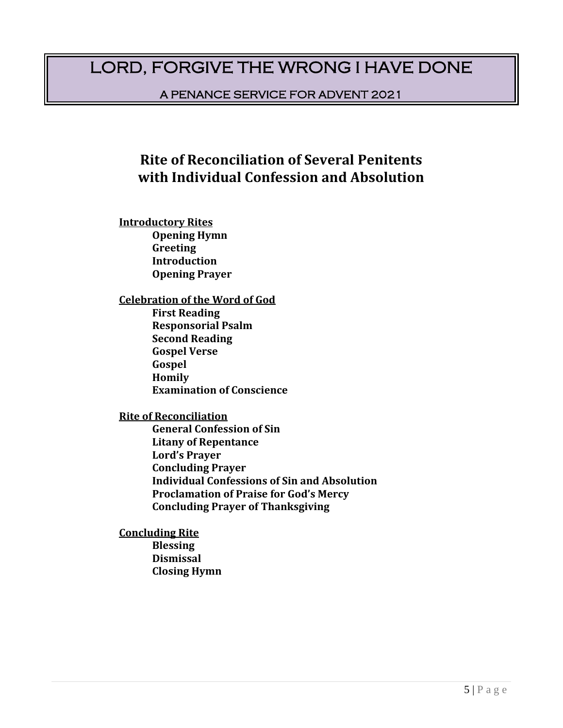## Rite of Reconciliation of Several Penitents with Individual Confession and Absolution

**Introductory Rites**

- **Opening Hymn**
- **Greeting**
- **Introduction**
- **Opening Prayer**

**Celebration of the Word of God**

- **First Reading**
- **Responsorial Psalm**
- **Second Reading**
- **Gospel Verse**
- **Gospel**
- **Homily**
- **Examination of Conscience**

**Rite of Reconciliation**

- **General Confession of Sin**
- **Litany of Repentance**
- **Lord's Prayer**
- **Concluding Prayer**
- **Individual Confessions of Sin and Absolution**
- **Proclamation of Praise for God's Mercy**
- **Concluding Prayer of Thanksgiving**

**Concluding Rite**

- **Blessing**
- **Dismissal**
- **Closing Hymn**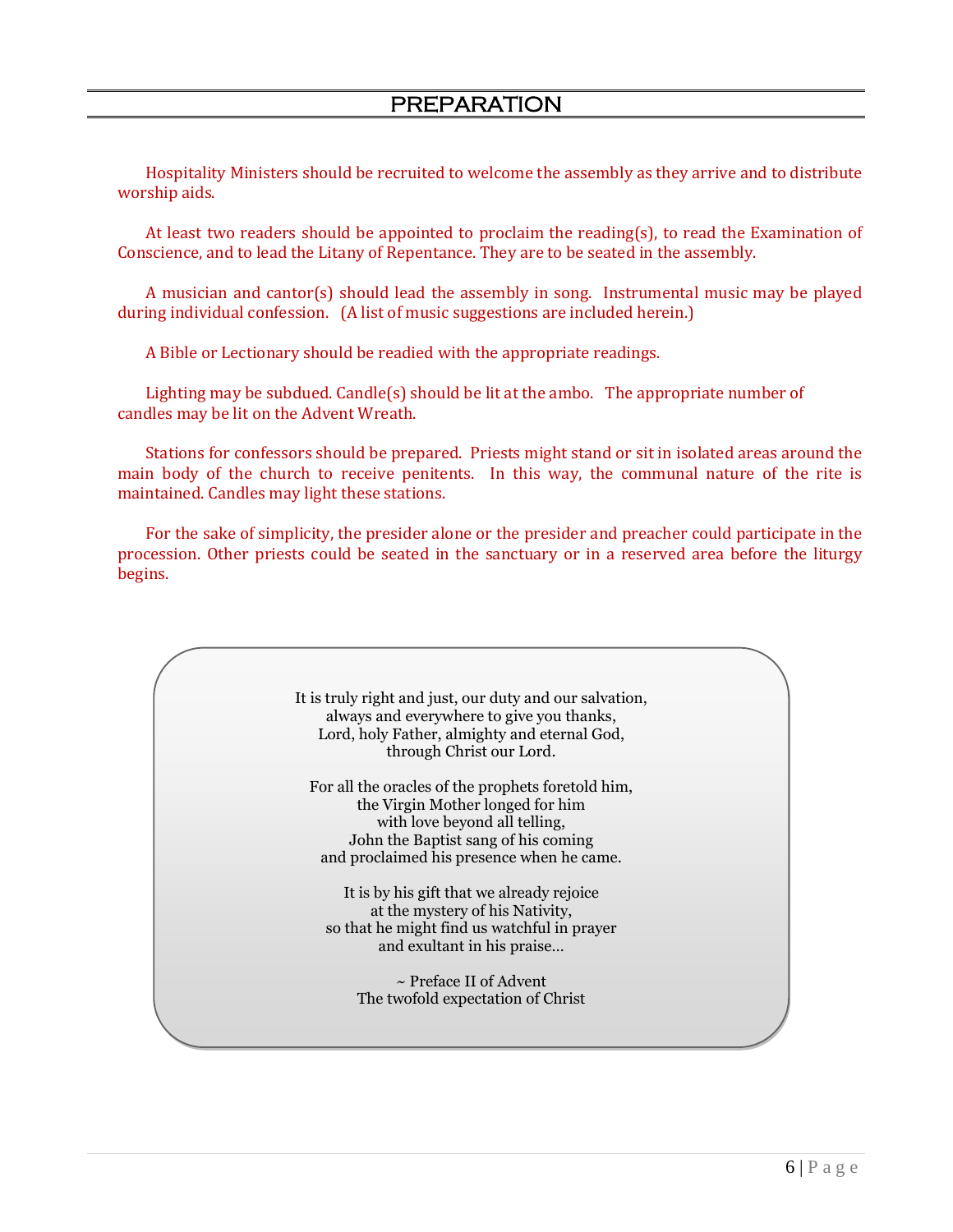# PREPARATION

Hospitality Ministers should be recruited to welcome the assembly as they arrive and to distribute worship aids.

At least two readers should be appointed to proclaim the reading(s), to read the Examination of Conscience, and to lead the Litany of Repentance. They are to be seated in the assembly.

A musician and cantor(s) should lead the assembly in song. Instrumental music may be played during individual confession. (A list of music suggestions are included herein.)

A Bible or Lectionary should be readied with the appropriate readings.

Lighting may be subdued. Candle(s) should be lit at the ambo. The appropriate number of candles may be lit on the Advent Wreath.

Stations for confessors should be prepared. Priests might stand or sit in isolated areas around the main body of the church to receive penitents. In this way, the communal nature of the rite is maintained. Candles may light these stations.

For the sake of simplicity, the presider alone or the presider and preacher could participate in the procession. Other priests could be seated in the sanctuary or in a reserved area before the liturgy begins.

> It is truly right and just, our duty and our salvation,
> always and everywhere to give you thanks,
> Lord, holy Father, almighty and eternal God,
> through Christ our Lord.
>
> For all the oracles of the prophets foretold him,
> the Virgin Mother longed for him
> with love beyond all telling,
> John the Baptist sang of his coming
> and proclaimed his presence when he came.
>
> It is by his gift that we already rejoice
> at the mystery of his Nativity,
> so that he might find us watchful in prayer
> and exultant in his praise…
>
> ~ Preface II of Advent
> The twofold expectation of Christ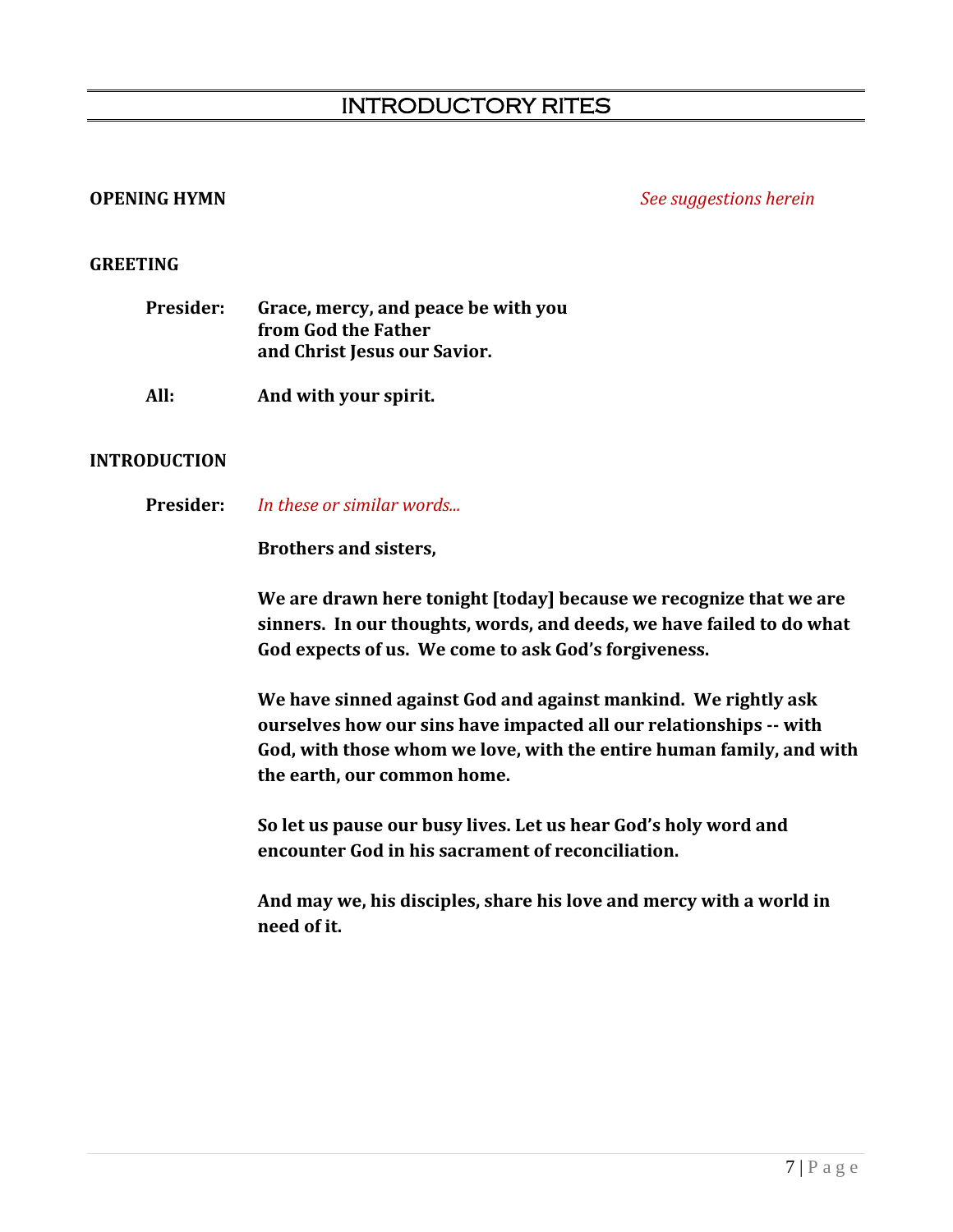# INTRODUCTORY RITES

**OPENING HYMN** *See suggestions herein*

**GREETING**

**Presider:** **Grace, mercy, and peace be with you**
**from God the Father**
**and Christ Jesus our Savior.**

**All:** **And with your spirit.**

**INTRODUCTION**

**Presider:** *In these or similar words...*

**Brothers and sisters,**

**We are drawn here tonight [today] because we recognize that we are sinners. In our thoughts, words, and deeds, we have failed to do what God expects of us. We come to ask God's forgiveness.**

**We have sinned against God and against mankind. We rightly ask ourselves how our sins have impacted all our relationships -- with God, with those whom we love, with the entire human family, and with the earth, our common home.**

**So let us pause our busy lives. Let us hear God's holy word and encounter God in his sacrament of reconciliation.**

**And may we, his disciples, share his love and mercy with a world in need of it.**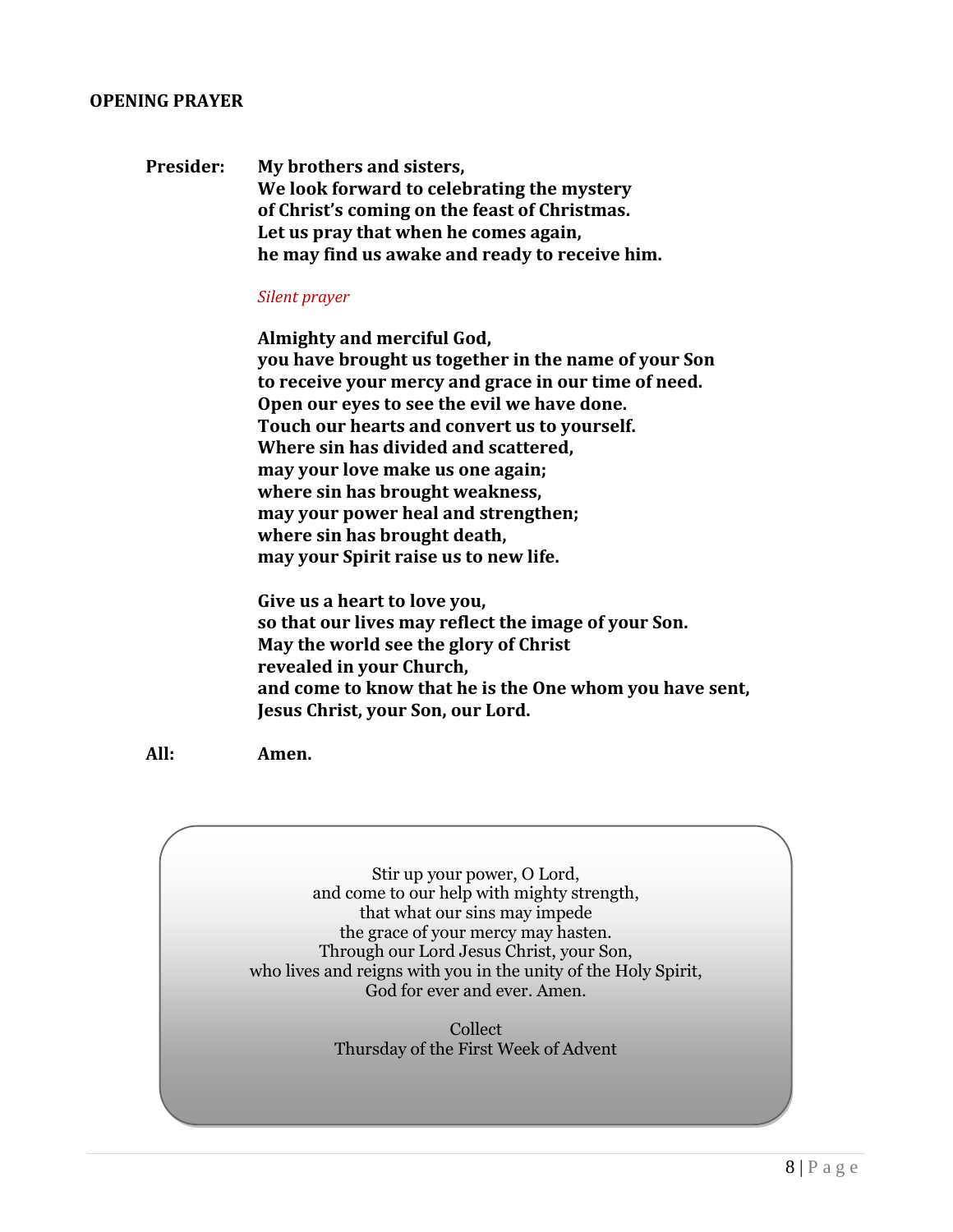## OPENING PRAYER

**Presider:** **My brothers and sisters,**
**We look forward to celebrating the mystery**
**of Christ's coming on the feast of Christmas.**
**Let us pray that when he comes again,**
**he may find us awake and ready to receive him.**

*Silent prayer*

**Almighty and merciful God,**
**you have brought us together in the name of your Son**
**to receive your mercy and grace in our time of need.**
**Open our eyes to see the evil we have done.**
**Touch our hearts and convert us to yourself.**
**Where sin has divided and scattered,**
**may your love make us one again;**
**where sin has brought weakness,**
**may your power heal and strengthen;**
**where sin has brought death,**
**may your Spirit raise us to new life.**

**Give us a heart to love you,**
**so that our lives may reflect the image of your Son.**
**May the world see the glory of Christ**
**revealed in your Church,**
**and come to know that he is the One whom you have sent,**
**Jesus Christ, your Son, our Lord.**

**All:** **Amen.**

Stir up your power, O Lord,
and come to our help with mighty strength,
that what our sins may impede
the grace of your mercy may hasten.
Through our Lord Jesus Christ, your Son,
who lives and reigns with you in the unity of the Holy Spirit,
God for ever and ever. Amen.

Collect
Thursday of the First Week of Advent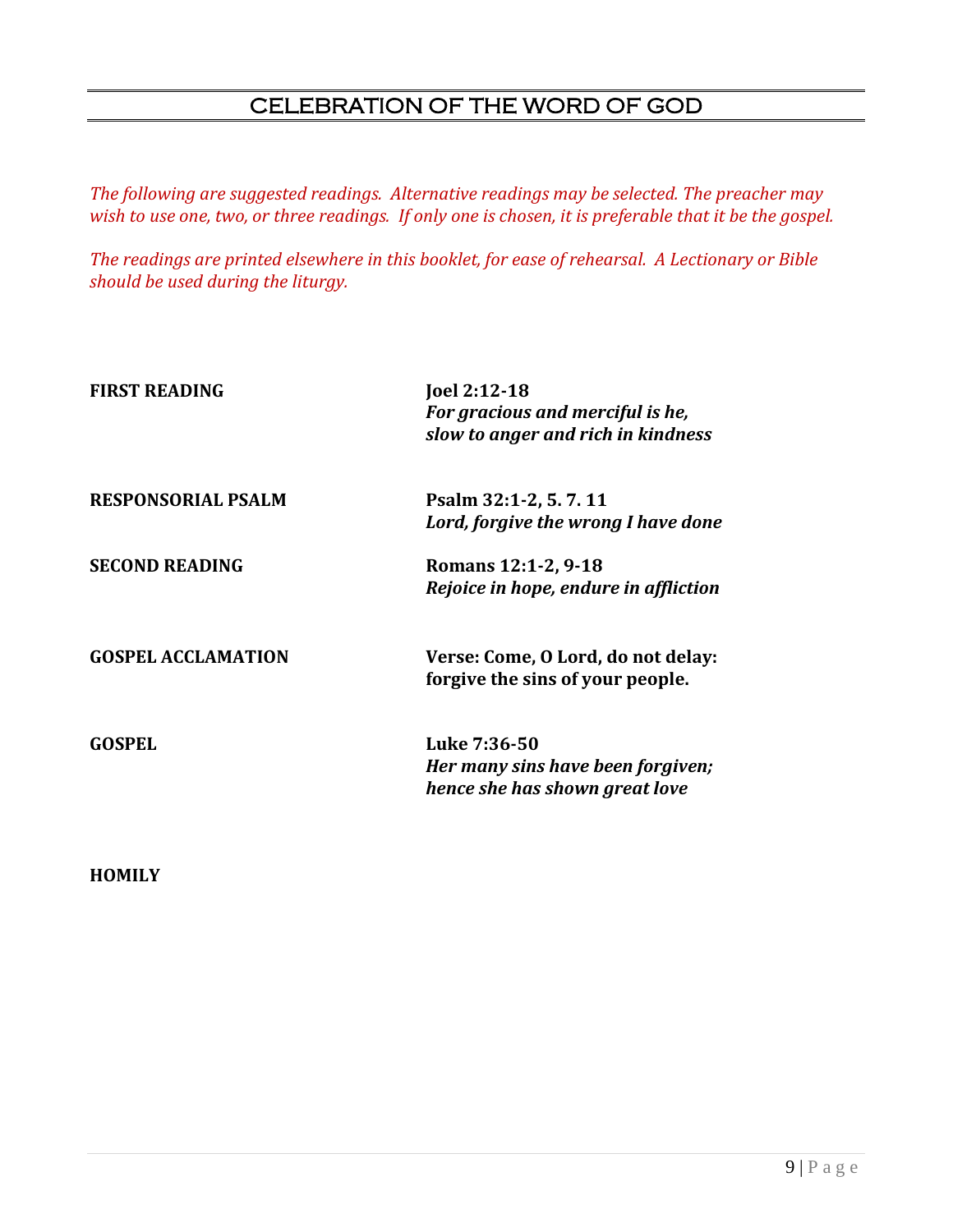# CELEBRATION OF THE WORD OF GOD

*The following are suggested readings. Alternative readings may be selected. The preacher may wish to use one, two, or three readings. If only one is chosen, it is preferable that it be the gospel.*

*The readings are printed elsewhere in this booklet, for ease of rehearsal. A Lectionary or Bible should be used during the liturgy.*

**FIRST READING** — **Joel 2:12-18**
***For gracious and merciful is he,***
***slow to anger and rich in kindness***

**RESPONSORIAL PSALM** — **Psalm 32:1-2, 5. 7. 11**
***Lord, forgive the wrong I have done***

**SECOND READING** — **Romans 12:1-2, 9-18**
***Rejoice in hope, endure in affliction***

**GOSPEL ACCLAMATION** — **Verse: Come, O Lord, do not delay:**
**forgive the sins of your people.**

**GOSPEL** — **Luke 7:36-50**
***Her many sins have been forgiven;***
***hence she has shown great love***

**HOMILY**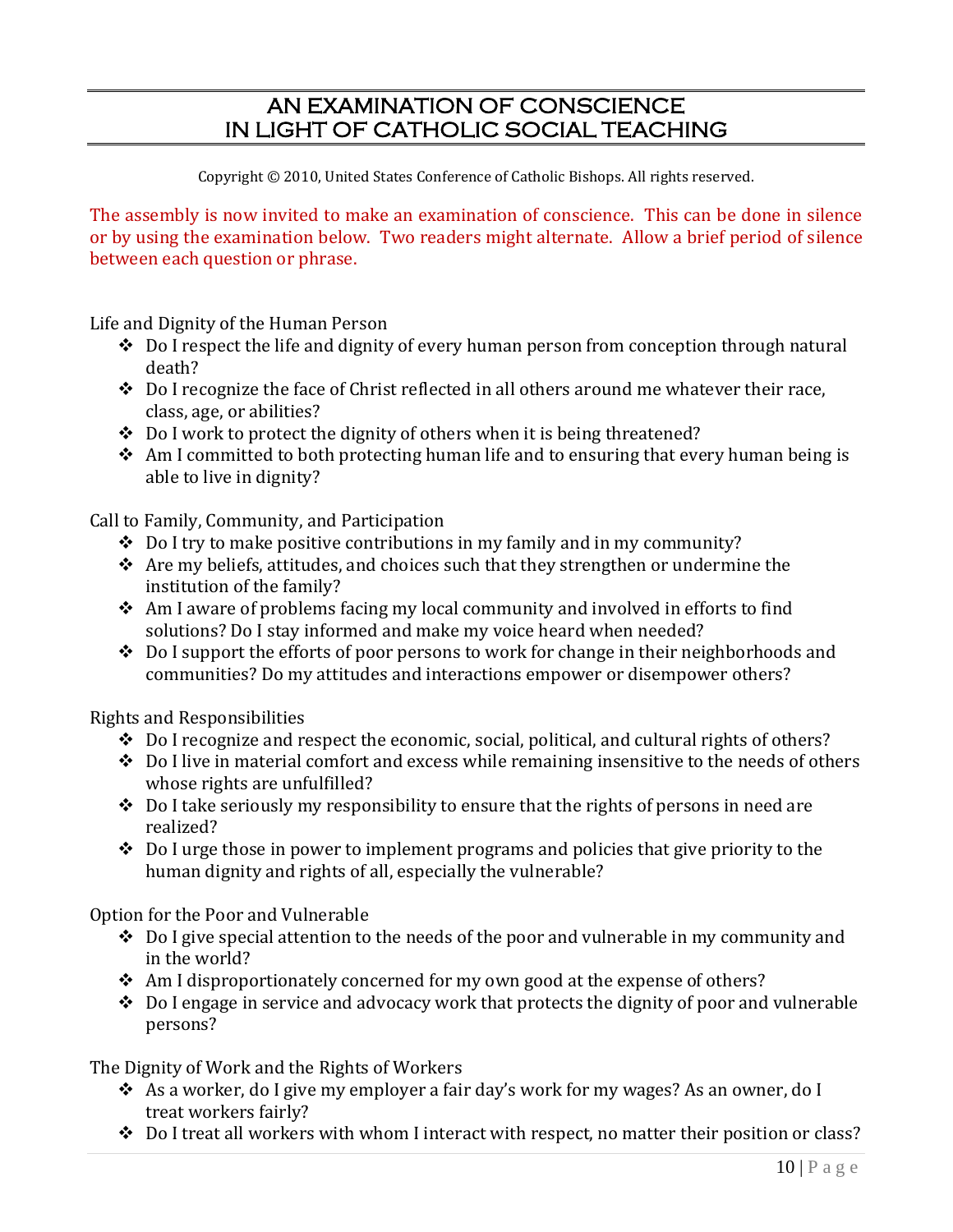# AN EXAMINATION OF CONSCIENCE IN LIGHT OF CATHOLIC SOCIAL TEACHING

Copyright © 2010, United States Conference of Catholic Bishops. All rights reserved.

The assembly is now invited to make an examination of conscience. This can be done in silence or by using the examination below. Two readers might alternate. Allow a brief period of silence between each question or phrase.

Life and Dignity of the Human Person

- Do I respect the life and dignity of every human person from conception through natural death?
- Do I recognize the face of Christ reflected in all others around me whatever their race, class, age, or abilities?
- Do I work to protect the dignity of others when it is being threatened?
- Am I committed to both protecting human life and to ensuring that every human being is able to live in dignity?

Call to Family, Community, and Participation

- Do I try to make positive contributions in my family and in my community?
- Are my beliefs, attitudes, and choices such that they strengthen or undermine the institution of the family?
- Am I aware of problems facing my local community and involved in efforts to find solutions? Do I stay informed and make my voice heard when needed?
- Do I support the efforts of poor persons to work for change in their neighborhoods and communities? Do my attitudes and interactions empower or disempower others?

Rights and Responsibilities

- Do I recognize and respect the economic, social, political, and cultural rights of others?
- Do I live in material comfort and excess while remaining insensitive to the needs of others whose rights are unfulfilled?
- Do I take seriously my responsibility to ensure that the rights of persons in need are realized?
- Do I urge those in power to implement programs and policies that give priority to the human dignity and rights of all, especially the vulnerable?

Option for the Poor and Vulnerable

- Do I give special attention to the needs of the poor and vulnerable in my community and in the world?
- Am I disproportionately concerned for my own good at the expense of others?
- Do I engage in service and advocacy work that protects the dignity of poor and vulnerable persons?

The Dignity of Work and the Rights of Workers

- As a worker, do I give my employer a fair day's work for my wages? As an owner, do I treat workers fairly?
- Do I treat all workers with whom I interact with respect, no matter their position or class?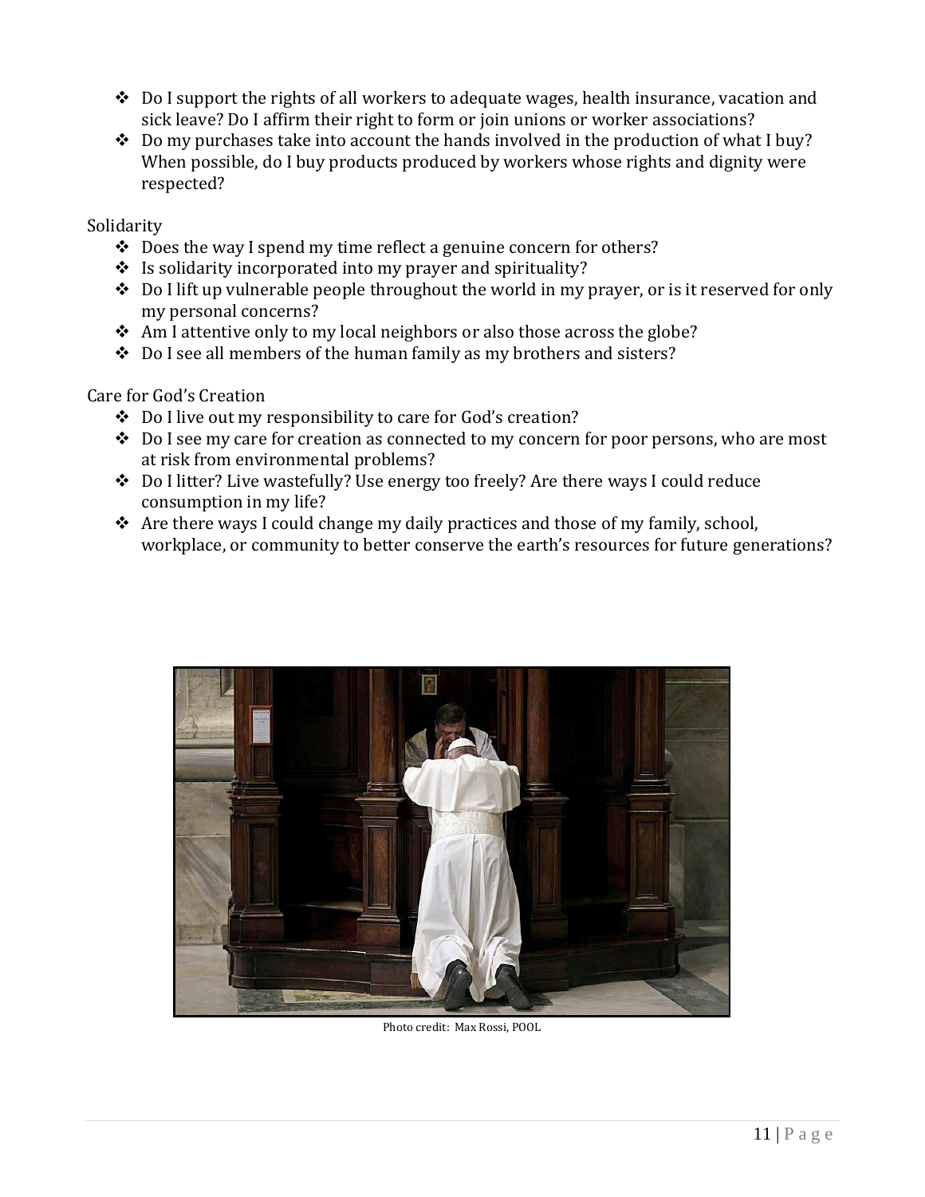- Do I support the rights of all workers to adequate wages, health insurance, vacation and sick leave? Do I affirm their right to form or join unions or worker associations?
- Do my purchases take into account the hands involved in the production of what I buy? When possible, do I buy products produced by workers whose rights and dignity were respected?

Solidarity

- Does the way I spend my time reflect a genuine concern for others?
- Is solidarity incorporated into my prayer and spirituality?
- Do I lift up vulnerable people throughout the world in my prayer, or is it reserved for only my personal concerns?
- Am I attentive only to my local neighbors or also those across the globe?
- Do I see all members of the human family as my brothers and sisters?

Care for God's Creation

- Do I live out my responsibility to care for God's creation?
- Do I see my care for creation as connected to my concern for poor persons, who are most at risk from environmental problems?
- Do I litter? Live wastefully? Use energy too freely? Are there ways I could reduce consumption in my life?
- Are there ways I could change my daily practices and those of my family, school, workplace, or community to better conserve the earth's resources for future generations?

Photo credit: Max Rossi, POOL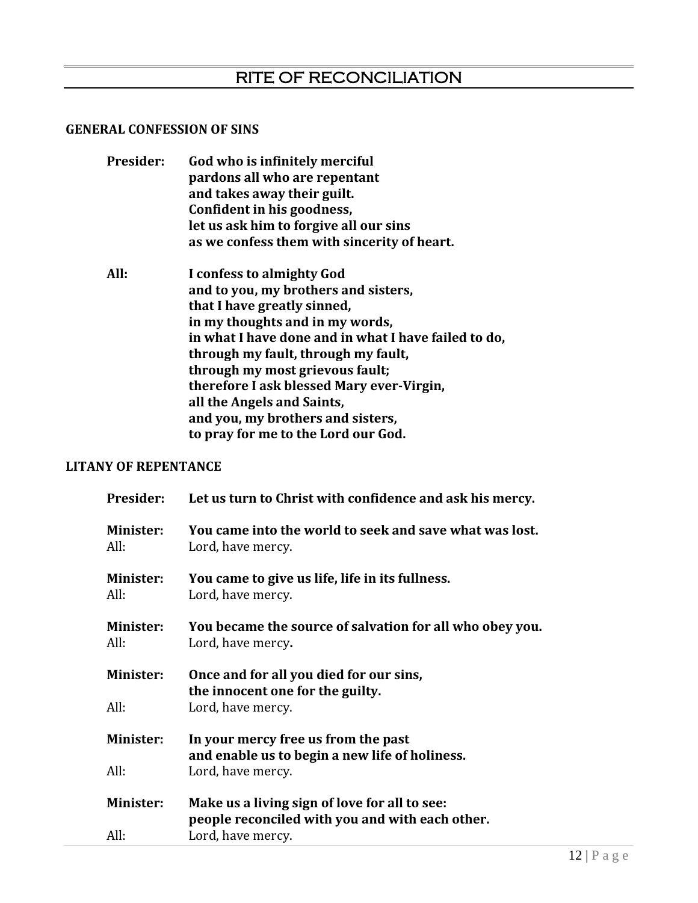# RITE OF RECONCILIATION

## GENERAL CONFESSION OF SINS

**Presider:** **God who is infinitely merciful**
**pardons all who are repentant**
**and takes away their guilt.**
**Confident in his goodness,**
**let us ask him to forgive all our sins**
**as we confess them with sincerity of heart.**

**All:** **I confess to almighty God**
**and to you, my brothers and sisters,**
**that I have greatly sinned,**
**in my thoughts and in my words,**
**in what I have done and in what I have failed to do,**
**through my fault, through my fault,**
**through my most grievous fault;**
**therefore I ask blessed Mary ever-Virgin,**
**all the Angels and Saints,**
**and you, my brothers and sisters,**
**to pray for me to the Lord our God.**

## LITANY OF REPENTANCE

**Presider:** **Let us turn to Christ with confidence and ask his mercy.**

**Minister:** **You came into the world to seek and save what was lost.**
All: Lord, have mercy.

**Minister:** **You came to give us life, life in its fullness.**
All: Lord, have mercy.

**Minister:** **You became the source of salvation for all who obey you.**
All: Lord, have mercy**.**

**Minister:** **Once and for all you died for our sins,**
**the innocent one for the guilty.**
All: Lord, have mercy.

**Minister:** **In your mercy free us from the past**
**and enable us to begin a new life of holiness.**
All: Lord, have mercy.

**Minister:** **Make us a living sign of love for all to see:**
**people reconciled with you and with each other.**
All: Lord, have mercy.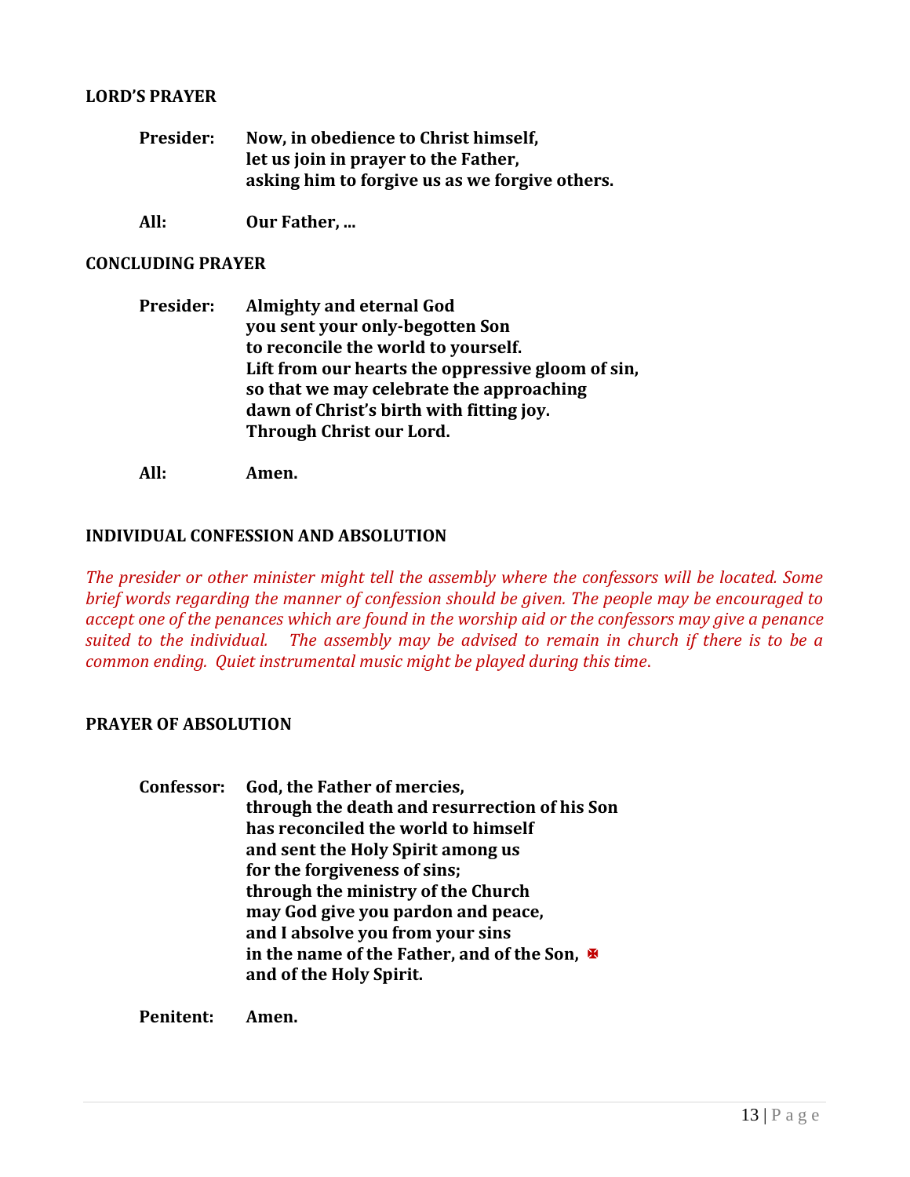## LORD'S PRAYER

**Presider:** **Now, in obedience to Christ himself,**
**let us join in prayer to the Father,**
**asking him to forgive us as we forgive others.**

**All:** **Our Father, ...**

## CONCLUDING PRAYER

**Presider:** **Almighty and eternal God**
**you sent your only-begotten Son**
**to reconcile the world to yourself.**
**Lift from our hearts the oppressive gloom of sin,**
**so that we may celebrate the approaching**
**dawn of Christ's birth with fitting joy.**
**Through Christ our Lord.**

**All:** **Amen.**

## INDIVIDUAL CONFESSION AND ABSOLUTION

*The presider or other minister might tell the assembly where the confessors will be located. Some brief words regarding the manner of confession should be given. The people may be encouraged to accept one of the penances which are found in the worship aid or the confessors may give a penance suited to the individual. The assembly may be advised to remain in church if there is to be a common ending. Quiet instrumental music might be played during this time.*

## PRAYER OF ABSOLUTION

**Confessor:** **God, the Father of mercies,**
**through the death and resurrection of his Son**
**has reconciled the world to himself**
**and sent the Holy Spirit among us**
**for the forgiveness of sins;**
**through the ministry of the Church**
**may God give you pardon and peace,**
**and I absolve you from your sins**
**in the name of the Father, and of the Son, ✠**
**and of the Holy Spirit.**

**Penitent:** **Amen.**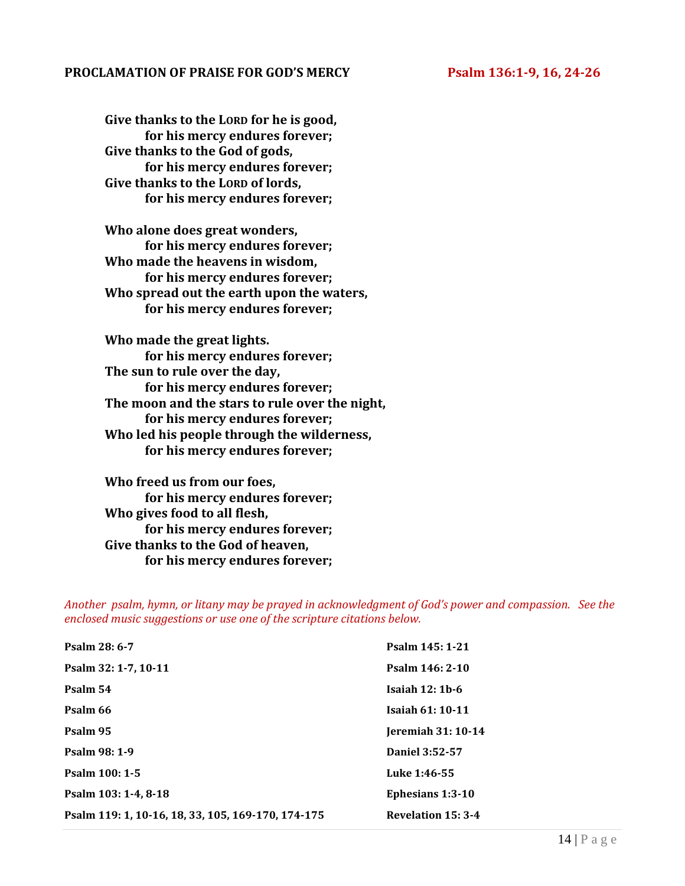## PROCLAMATION OF PRAISE FOR GOD'S MERCY — Psalm 136:1-9, 16, 24-26

**Give thanks to the LORD for he is good,**
**for his mercy endures forever;**
**Give thanks to the God of gods,**
**for his mercy endures forever;**
**Give thanks to the LORD of lords,**
**for his mercy endures forever;**

**Who alone does great wonders,**
**for his mercy endures forever;**
**Who made the heavens in wisdom,**
**for his mercy endures forever;**
**Who spread out the earth upon the waters,**
**for his mercy endures forever;**

**Who made the great lights.**
**for his mercy endures forever;**
**The sun to rule over the day,**
**for his mercy endures forever;**
**The moon and the stars to rule over the night,**
**for his mercy endures forever;**
**Who led his people through the wilderness,**
**for his mercy endures forever;**

**Who freed us from our foes,**
**for his mercy endures forever;**
**Who gives food to all flesh,**
**for his mercy endures forever;**
**Give thanks to the God of heaven,**
**for his mercy endures forever;**

*Another psalm, hymn, or litany may be prayed in acknowledgment of God's power and compassion. See the enclosed music suggestions or use one of the scripture citations below.*

**Psalm 28: 6-7**
**Psalm 32: 1-7, 10-11**
**Psalm 54**
**Psalm 66**
**Psalm 95**
**Psalm 98: 1-9**
**Psalm 100: 1-5**
**Psalm 103: 1-4, 8-18**
**Psalm 119: 1, 10-16, 18, 33, 105, 169-170, 174-175**
**Psalm 145: 1-21**
**Psalm 146: 2-10**
**Isaiah 12: 1b-6**
**Isaiah 61: 10-11**
**Jeremiah 31: 10-14**
**Daniel 3:52-57**
**Luke 1:46-55**
**Ephesians 1:3-10**
**Revelation 15: 3-4**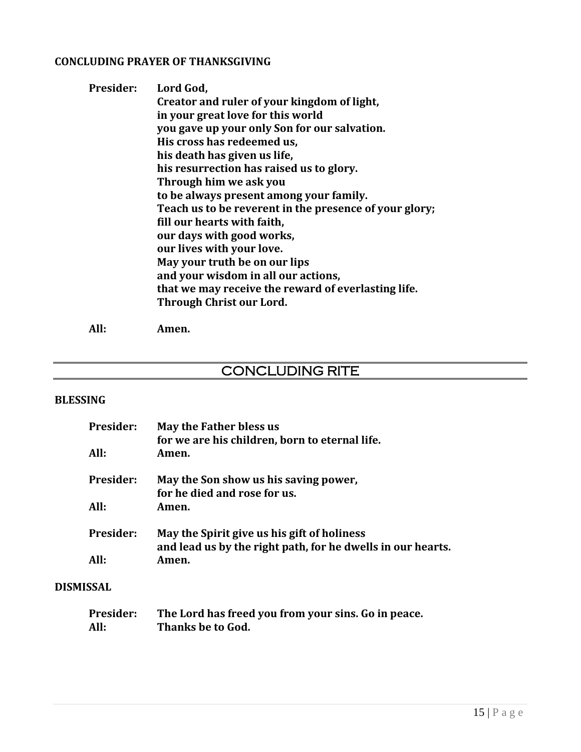**CONCLUDING PRAYER OF THANKSGIVING**

**Presider:** **Lord God,**
**Creator and ruler of your kingdom of light,**
**in your great love for this world**
**you gave up your only Son for our salvation.**
**His cross has redeemed us,**
**his death has given us life,**
**his resurrection has raised us to glory.**
**Through him we ask you**
**to be always present among your family.**
**Teach us to be reverent in the presence of your glory;**
**fill our hearts with faith,**
**our days with good works,**
**our lives with your love.**
**May your truth be on our lips**
**and your wisdom in all our actions,**
**that we may receive the reward of everlasting life.**
**Through Christ our Lord.**

**All:** **Amen.**

## CONCLUDING RITE

**BLESSING**

**Presider:** **May the Father bless us**
**for we are his children, born to eternal life.**
**All:** **Amen.**

**Presider:** **May the Son show us his saving power,**
**for he died and rose for us.**
**All:** **Amen.**

**Presider:** **May the Spirit give us his gift of holiness**
**and lead us by the right path, for he dwells in our hearts.**
**All:** **Amen.**

**DISMISSAL**

**Presider:** **The Lord has freed you from your sins. Go in peace.**
**All:** **Thanks be to God.**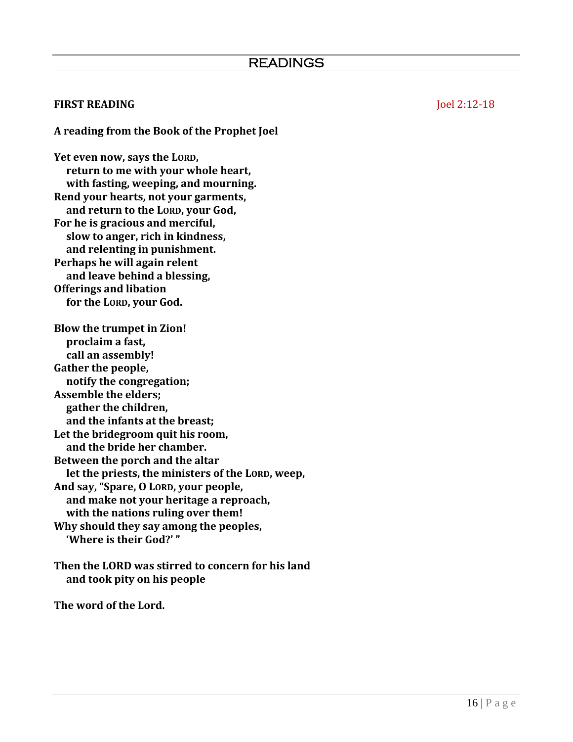# READINGS

**FIRST READING** Joel 2:12-18

**A reading from the Book of the Prophet Joel**

**Yet even now, says the LORD,**
**return to me with your whole heart,**
**with fasting, weeping, and mourning.**
**Rend your hearts, not your garments,**
**and return to the LORD, your God,**
**For he is gracious and merciful,**
**slow to anger, rich in kindness,**
**and relenting in punishment.**
**Perhaps he will again relent**
**and leave behind a blessing,**
**Offerings and libation**
**for the LORD, your God.**

**Blow the trumpet in Zion!**
**proclaim a fast,**
**call an assembly!**
**Gather the people,**
**notify the congregation;**
**Assemble the elders;**
**gather the children,**
**and the infants at the breast;**
**Let the bridegroom quit his room,**
**and the bride her chamber.**
**Between the porch and the altar**
**let the priests, the ministers of the LORD, weep,**
**And say, "Spare, O LORD, your people,**
**and make not your heritage a reproach,**
**with the nations ruling over them!**
**Why should they say among the peoples,**
**'Where is their God?' "**

**Then the LORD was stirred to concern for his land**
**and took pity on his people**

**The word of the Lord.**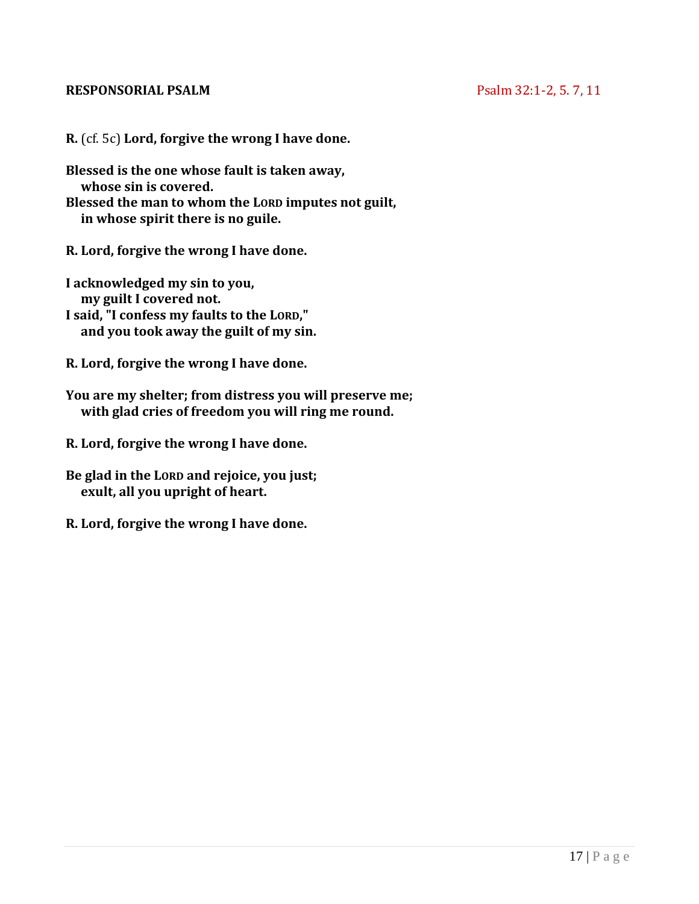**RESPONSORIAL PSALM** Psalm 32:1-2, 5. 7, 11

**R.** (cf. 5c) **Lord, forgive the wrong I have done.**

**Blessed is the one whose fault is taken away,**
**whose sin is covered.**
**Blessed the man to whom the LORD imputes not guilt,**
**in whose spirit there is no guile.**

**R. Lord, forgive the wrong I have done.**

**I acknowledged my sin to you,**
**my guilt I covered not.**
**I said, "I confess my faults to the LORD,"**
**and you took away the guilt of my sin.**

**R. Lord, forgive the wrong I have done.**

**You are my shelter; from distress you will preserve me;**
**with glad cries of freedom you will ring me round.**

**R. Lord, forgive the wrong I have done.**

**Be glad in the LORD and rejoice, you just;**
**exult, all you upright of heart.**

**R. Lord, forgive the wrong I have done.**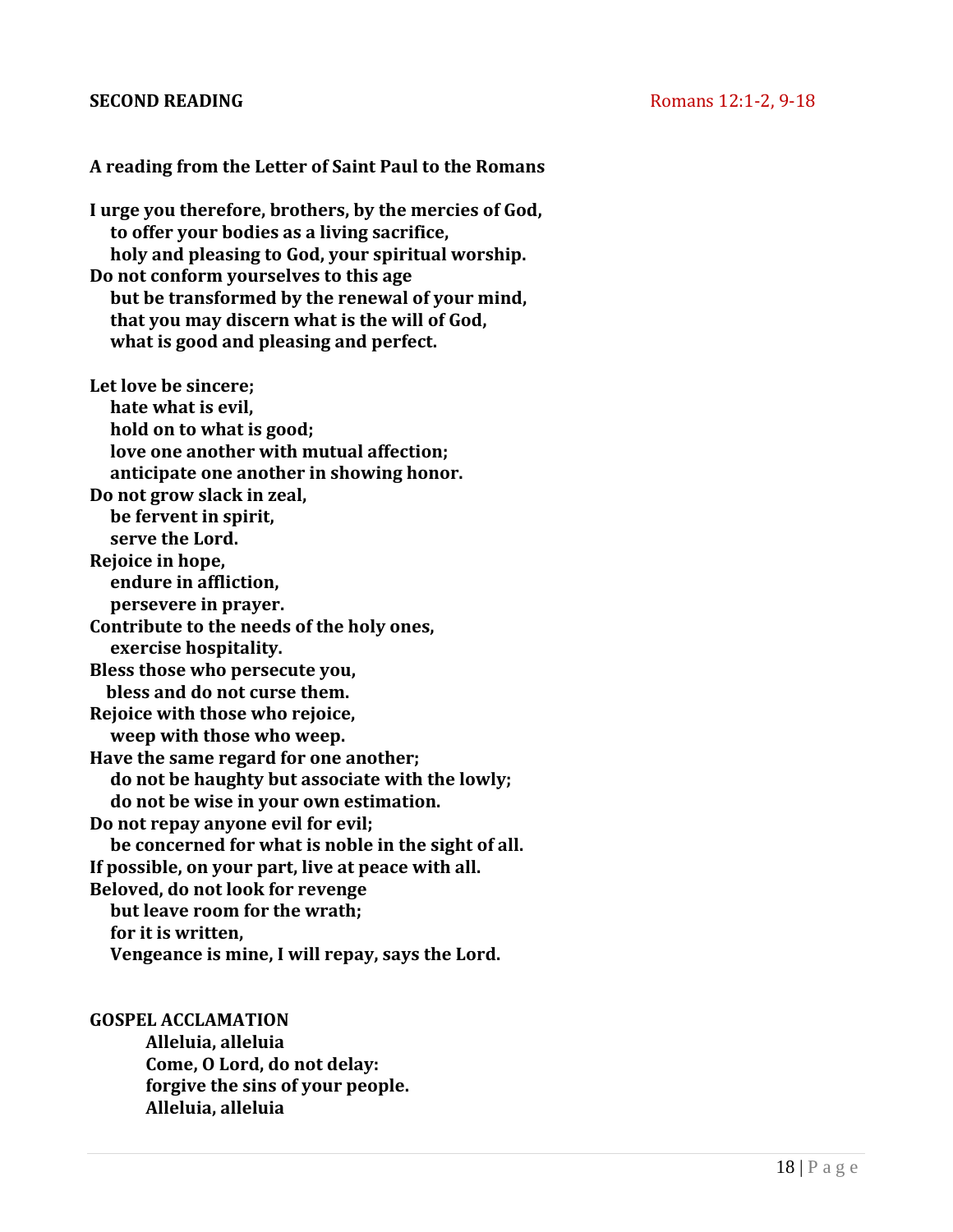**SECOND READING** Romans 12:1-2, 9-18

**A reading from the Letter of Saint Paul to the Romans**

**I urge you therefore, brothers, by the mercies of God,**
**to offer your bodies as a living sacrifice,**
**holy and pleasing to God, your spiritual worship.**
**Do not conform yourselves to this age**
**but be transformed by the renewal of your mind,**
**that you may discern what is the will of God,**
**what is good and pleasing and perfect.**

**Let love be sincere;**
**hate what is evil,**
**hold on to what is good;**
**love one another with mutual affection;**
**anticipate one another in showing honor.**
**Do not grow slack in zeal,**
**be fervent in spirit,**
**serve the Lord.**
**Rejoice in hope,**
**endure in affliction,**
**persevere in prayer.**
**Contribute to the needs of the holy ones,**
**exercise hospitality.**
**Bless those who persecute you,**
**bless and do not curse them.**
**Rejoice with those who rejoice,**
**weep with those who weep.**
**Have the same regard for one another;**
**do not be haughty but associate with the lowly;**
**do not be wise in your own estimation.**
**Do not repay anyone evil for evil;**
**be concerned for what is noble in the sight of all.**
**If possible, on your part, live at peace with all.**
**Beloved, do not look for revenge**
**but leave room for the wrath;**
**for it is written,**
**Vengeance is mine, I will repay, says the Lord.**

**GOSPEL ACCLAMATION**

**Alleluia, alleluia**
**Come, O Lord, do not delay:**
**forgive the sins of your people.**
**Alleluia, alleluia**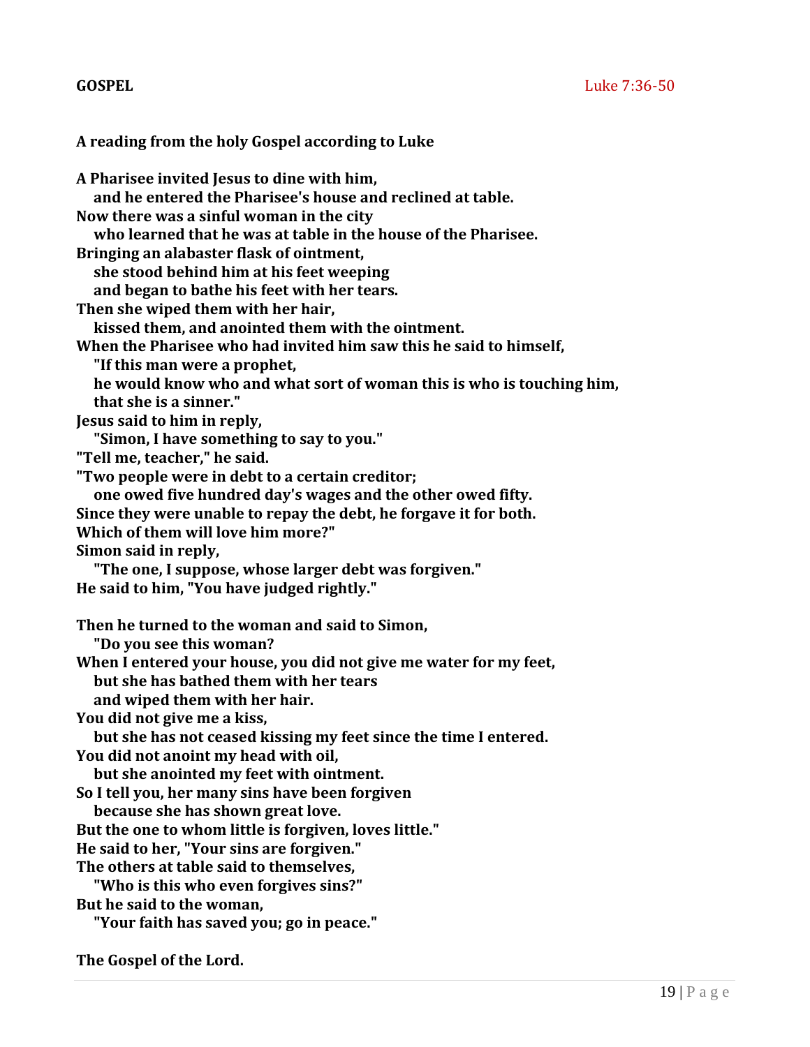**GOSPEL** Luke 7:36-50

**A reading from the holy Gospel according to Luke**

**A Pharisee invited Jesus to dine with him,**
**and he entered the Pharisee's house and reclined at table.**
**Now there was a sinful woman in the city**
**who learned that he was at table in the house of the Pharisee.**
**Bringing an alabaster flask of ointment,**
**she stood behind him at his feet weeping**
**and began to bathe his feet with her tears.**
**Then she wiped them with her hair,**
**kissed them, and anointed them with the ointment.**
**When the Pharisee who had invited him saw this he said to himself,**
**"If this man were a prophet,**
**he would know who and what sort of woman this is who is touching him,**
**that she is a sinner."**
**Jesus said to him in reply,**
**"Simon, I have something to say to you."**
**"Tell me, teacher," he said.**
**"Two people were in debt to a certain creditor;**
**one owed five hundred day's wages and the other owed fifty.**
**Since they were unable to repay the debt, he forgave it for both.**
**Which of them will love him more?"**
**Simon said in reply,**
**"The one, I suppose, whose larger debt was forgiven."**
**He said to him, "You have judged rightly."**

**Then he turned to the woman and said to Simon,**
**"Do you see this woman?**
**When I entered your house, you did not give me water for my feet,**
**but she has bathed them with her tears**
**and wiped them with her hair.**
**You did not give me a kiss,**
**but she has not ceased kissing my feet since the time I entered.**
**You did not anoint my head with oil,**
**but she anointed my feet with ointment.**
**So I tell you, her many sins have been forgiven**
**because she has shown great love.**
**But the one to whom little is forgiven, loves little."**
**He said to her, "Your sins are forgiven."**
**The others at table said to themselves,**
**"Who is this who even forgives sins?"**
**But he said to the woman,**
**"Your faith has saved you; go in peace."**

**The Gospel of the Lord.**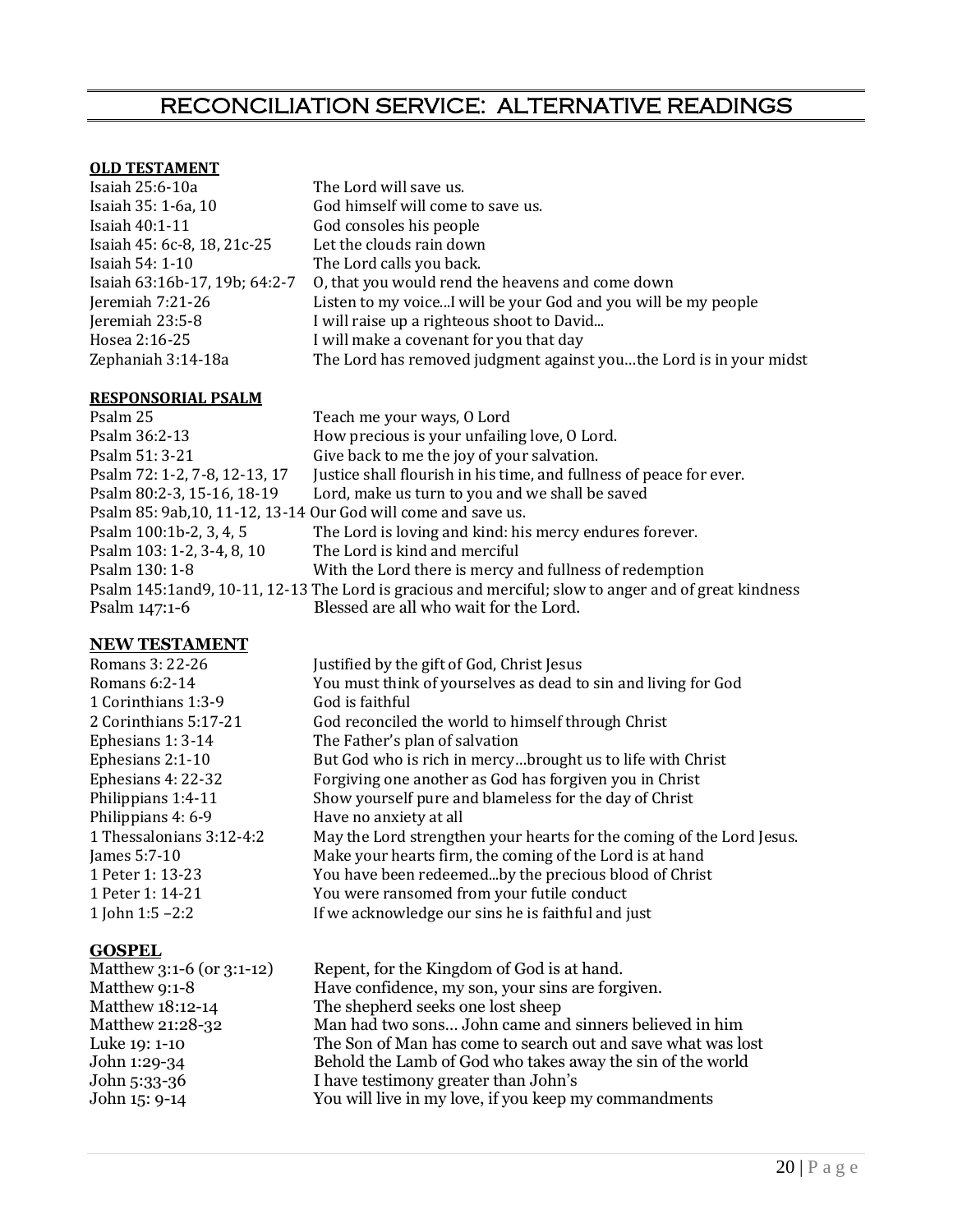# RECONCILIATION SERVICE: ALTERNATIVE READINGS

**OLD TESTAMENT**

| | |
|---|---|
| Isaiah 25:6-10a | The Lord will save us. |
| Isaiah 35: 1-6a, 10 | God himself will come to save us. |
| Isaiah 40:1-11 | God consoles his people |
| Isaiah 45: 6c-8, 18, 21c-25 | Let the clouds rain down |
| Isaiah 54: 1-10 | The Lord calls you back. |
| Isaiah 63:16b-17, 19b; 64:2-7 | O, that you would rend the heavens and come down |
| Jeremiah 7:21-26 | Listen to my voice...I will be your God and you will be my people |
| Jeremiah 23:5-8 | I will raise up a righteous shoot to David... |
| Hosea 2:16-25 | I will make a covenant for you that day |
| Zephaniah 3:14-18a | The Lord has removed judgment against you…the Lord is in your midst |

**RESPONSORIAL PSALM**

| | |
|---|---|
| Psalm 25 | Teach me your ways, O Lord |
| Psalm 36:2-13 | How precious is your unfailing love, O Lord. |
| Psalm 51: 3-21 | Give back to me the joy of your salvation. |
| Psalm 72: 1-2, 7-8, 12-13, 17 | Justice shall flourish in his time, and fullness of peace for ever. |
| Psalm 80:2-3, 15-16, 18-19 | Lord, make us turn to you and we shall be saved |
| Psalm 85: 9ab,10, 11-12, 13-14 | Our God will come and save us. |
| Psalm 100:1b-2, 3, 4, 5 | The Lord is loving and kind: his mercy endures forever. |
| Psalm 103: 1-2, 3-4, 8, 10 | The Lord is kind and merciful |
| Psalm 130: 1-8 | With the Lord there is mercy and fullness of redemption |
| Psalm 145:1and9, 10-11, 12-13 | The Lord is gracious and merciful; slow to anger and of great kindness |
| Psalm 147:1-6 | Blessed are all who wait for the Lord. |

**NEW TESTAMENT**

| | |
|---|---|
| Romans 3: 22-26 | Justified by the gift of God, Christ Jesus |
| Romans 6:2-14 | You must think of yourselves as dead to sin and living for God |
| 1 Corinthians 1:3-9 | God is faithful |
| 2 Corinthians 5:17-21 | God reconciled the world to himself through Christ |
| Ephesians 1: 3-14 | The Father's plan of salvation |
| Ephesians 2:1-10 | But God who is rich in mercy…brought us to life with Christ |
| Ephesians 4: 22-32 | Forgiving one another as God has forgiven you in Christ |
| Philippians 1:4-11 | Show yourself pure and blameless for the day of Christ |
| Philippians 4: 6-9 | Have no anxiety at all |
| 1 Thessalonians 3:12-4:2 | May the Lord strengthen your hearts for the coming of the Lord Jesus. |
| James 5:7-10 | Make your hearts firm, the coming of the Lord is at hand |
| 1 Peter 1: 13-23 | You have been redeemed...by the precious blood of Christ |
| 1 Peter 1: 14-21 | You were ransomed from your futile conduct |
| 1 John 1:5 –2:2 | If we acknowledge our sins he is faithful and just |

**GOSPEL**

| | |
|---|---|
| Matthew 3:1-6 (or 3:1-12) | Repent, for the Kingdom of God is at hand. |
| Matthew 9:1-8 | Have confidence, my son, your sins are forgiven. |
| Matthew 18:12-14 | The shepherd seeks one lost sheep |
| Matthew 21:28-32 | Man had two sons… John came and sinners believed in him |
| Luke 19: 1-10 | The Son of Man has come to search out and save what was lost |
| John 1:29-34 | Behold the Lamb of God who takes away the sin of the world |
| John 5:33-36 | I have testimony greater than John's |
| John 15: 9-14 | You will live in my love, if you keep my commandments |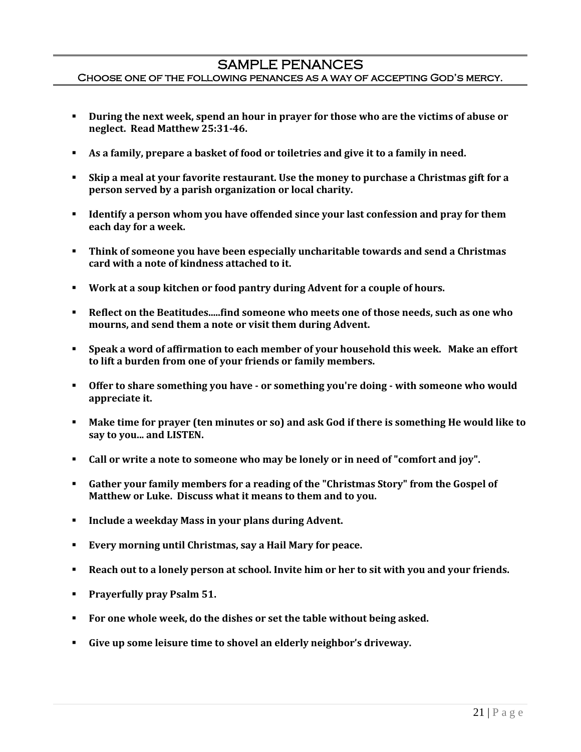# SAMPLE PENANCES

## Choose one of the following penances as a way of accepting God's mercy.

- **During the next week, spend an hour in prayer for those who are the victims of abuse or neglect. Read Matthew 25:31-46.**
- **As a family, prepare a basket of food or toiletries and give it to a family in need.**
- **Skip a meal at your favorite restaurant. Use the money to purchase a Christmas gift for a person served by a parish organization or local charity.**
- **Identify a person whom you have offended since your last confession and pray for them each day for a week.**
- **Think of someone you have been especially uncharitable towards and send a Christmas card with a note of kindness attached to it.**
- **Work at a soup kitchen or food pantry during Advent for a couple of hours.**
- **Reflect on the Beatitudes.....find someone who meets one of those needs, such as one who mourns, and send them a note or visit them during Advent.**
- **Speak a word of affirmation to each member of your household this week. Make an effort to lift a burden from one of your friends or family members.**
- **Offer to share something you have - or something you're doing - with someone who would appreciate it.**
- **Make time for prayer (ten minutes or so) and ask God if there is something He would like to say to you... and LISTEN.**
- **Call or write a note to someone who may be lonely or in need of "comfort and joy".**
- **Gather your family members for a reading of the "Christmas Story" from the Gospel of Matthew or Luke. Discuss what it means to them and to you.**
- **Include a weekday Mass in your plans during Advent.**
- **Every morning until Christmas, say a Hail Mary for peace.**
- **Reach out to a lonely person at school. Invite him or her to sit with you and your friends.**
- **Prayerfully pray Psalm 51.**
- **For one whole week, do the dishes or set the table without being asked.**
- **Give up some leisure time to shovel an elderly neighbor's driveway.**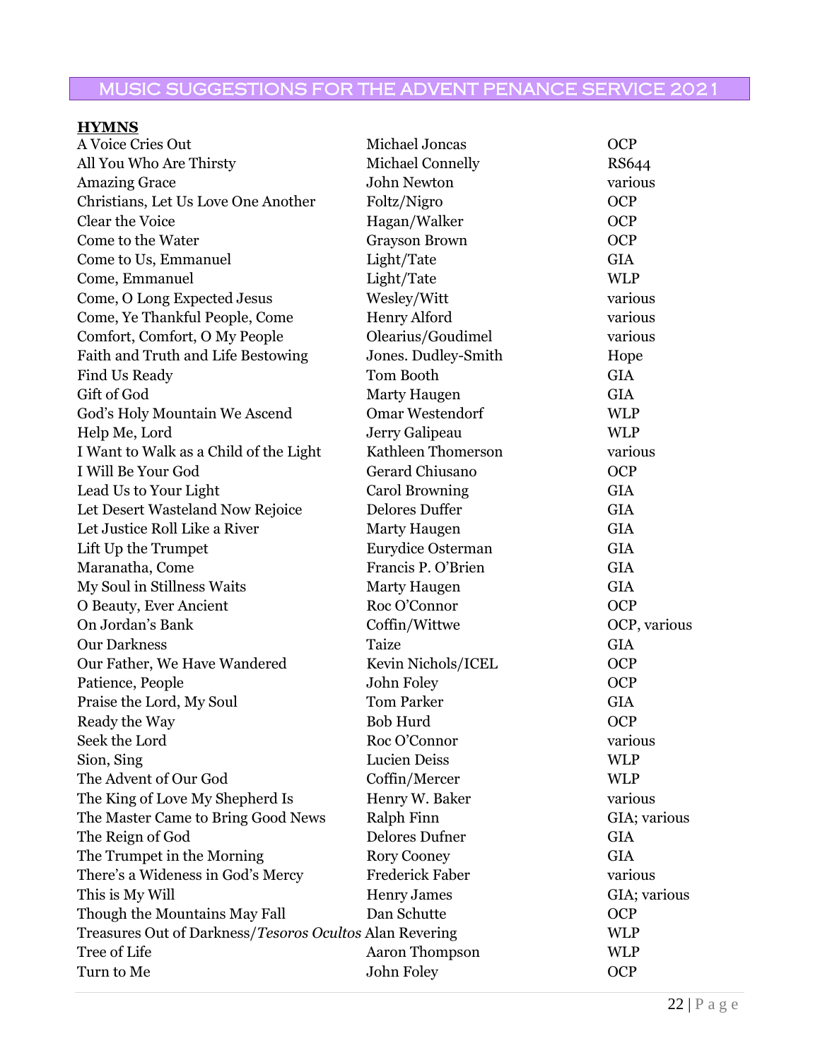# MUSIC SUGGESTIONS FOR THE ADVENT PENANCE SERVICE 2021

**HYMNS**

| | | |
|---|---|---|
| A Voice Cries Out | Michael Joncas | OCP |
| All You Who Are Thirsty | Michael Connelly | RS644 |
| Amazing Grace | John Newton | various |
| Christians, Let Us Love One Another | Foltz/Nigro | OCP |
| Clear the Voice | Hagan/Walker | OCP |
| Come to the Water | Grayson Brown | OCP |
| Come to Us, Emmanuel | Light/Tate | GIA |
| Come, Emmanuel | Light/Tate | WLP |
| Come, O Long Expected Jesus | Wesley/Witt | various |
| Come, Ye Thankful People, Come | Henry Alford | various |
| Comfort, Comfort, O My People | Olearius/Goudimel | various |
| Faith and Truth and Life Bestowing | Jones. Dudley-Smith | Hope |
| Find Us Ready | Tom Booth | GIA |
| Gift of God | Marty Haugen | GIA |
| God's Holy Mountain We Ascend | Omar Westendorf | WLP |
| Help Me, Lord | Jerry Galipeau | WLP |
| I Want to Walk as a Child of the Light | Kathleen Thomerson | various |
| I Will Be Your God | Gerard Chiusano | OCP |
| Lead Us to Your Light | Carol Browning | GIA |
| Let Desert Wasteland Now Rejoice | Delores Duffer | GIA |
| Let Justice Roll Like a River | Marty Haugen | GIA |
| Lift Up the Trumpet | Eurydice Osterman | GIA |
| Maranatha, Come | Francis P. O'Brien | GIA |
| My Soul in Stillness Waits | Marty Haugen | GIA |
| O Beauty, Ever Ancient | Roc O'Connor | OCP |
| On Jordan's Bank | Coffin/Wittwe | OCP, various |
| Our Darkness | Taize | GIA |
| Our Father, We Have Wandered | Kevin Nichols/ICEL | OCP |
| Patience, People | John Foley | OCP |
| Praise the Lord, My Soul | Tom Parker | GIA |
| Ready the Way | Bob Hurd | OCP |
| Seek the Lord | Roc O'Connor | various |
| Sion, Sing | Lucien Deiss | WLP |
| The Advent of Our God | Coffin/Mercer | WLP |
| The King of Love My Shepherd Is | Henry W. Baker | various |
| The Master Came to Bring Good News | Ralph Finn | GIA; various |
| The Reign of God | Delores Dufner | GIA |
| The Trumpet in the Morning | Rory Cooney | GIA |
| There's a Wideness in God's Mercy | Frederick Faber | various |
| This is My Will | Henry James | GIA; various |
| Though the Mountains May Fall | Dan Schutte | OCP |
| Treasures Out of Darkness/*Tesoros Ocultos* | Alan Revering | WLP |
| Tree of Life | Aaron Thompson | WLP |
| Turn to Me | John Foley | OCP |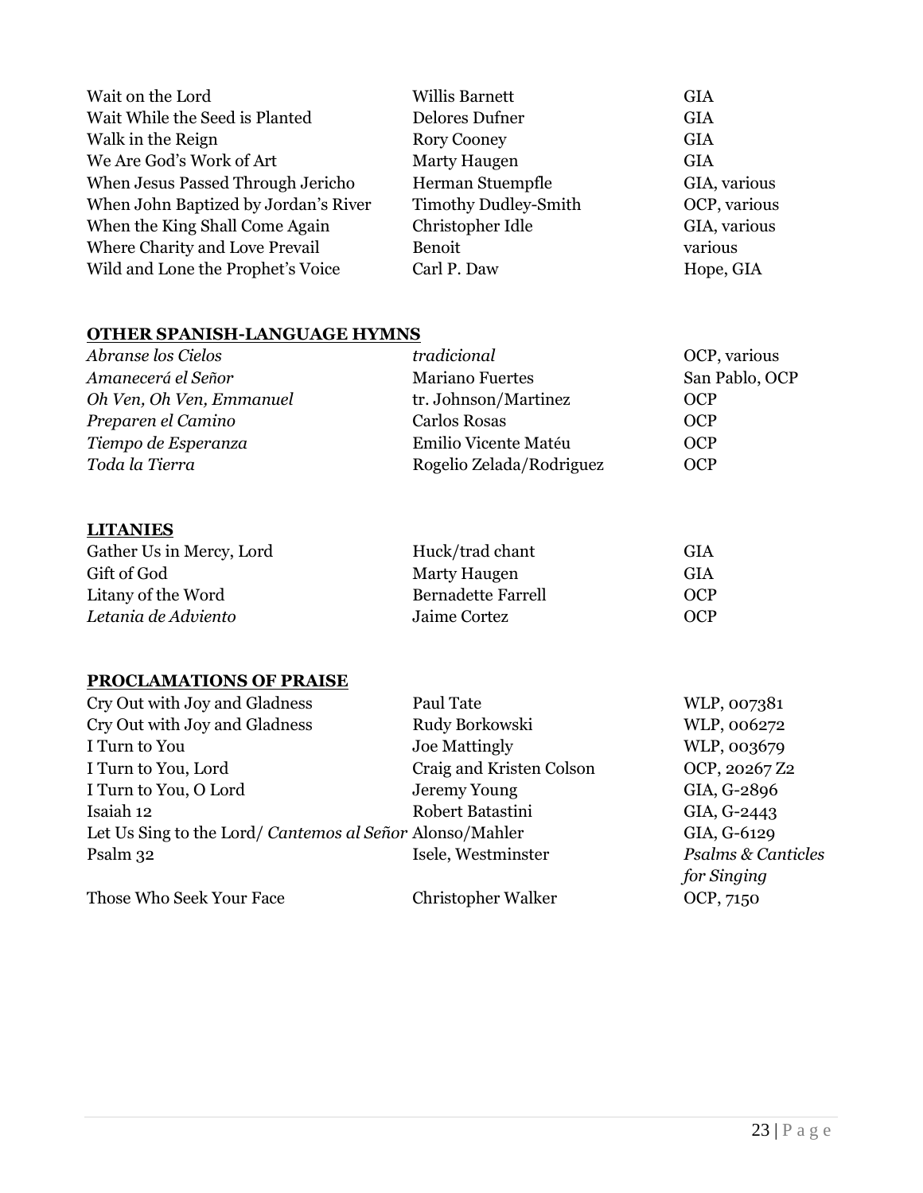| | | |
|---|---|---|
| Wait on the Lord | Willis Barnett | GIA |
| Wait While the Seed is Planted | Delores Dufner | GIA |
| Walk in the Reign | Rory Cooney | GIA |
| We Are God's Work of Art | Marty Haugen | GIA |
| When Jesus Passed Through Jericho | Herman Stuempfle | GIA, various |
| When John Baptized by Jordan's River | Timothy Dudley-Smith | OCP, various |
| When the King Shall Come Again | Christopher Idle | GIA, various |
| Where Charity and Love Prevail | Benoit | various |
| Wild and Lone the Prophet's Voice | Carl P. Daw | Hope, GIA |

**OTHER SPANISH-LANGUAGE HYMNS**

| | | |
|---|---|---|
| *Abranse los Cielos* | *tradicional* | OCP, various |
| *Amanecerá el Señor* | Mariano Fuertes | San Pablo, OCP |
| *Oh Ven, Oh Ven, Emmanuel* | tr. Johnson/Martinez | OCP |
| *Preparen el Camino* | Carlos Rosas | OCP |
| *Tiempo de Esperanza* | Emilio Vicente Matéu | OCP |
| *Toda la Tierra* | Rogelio Zelada/Rodriguez | OCP |

**LITANIES**

| | | |
|---|---|---|
| Gather Us in Mercy, Lord | Huck/trad chant | GIA |
| Gift of God | Marty Haugen | GIA |
| Litany of the Word | Bernadette Farrell | OCP |
| *Letania de Adviento* | Jaime Cortez | OCP |

**PROCLAMATIONS OF PRAISE**

| | | |
|---|---|---|
| Cry Out with Joy and Gladness | Paul Tate | WLP, 007381 |
| Cry Out with Joy and Gladness | Rudy Borkowski | WLP, 006272 |
| I Turn to You | Joe Mattingly | WLP, 003679 |
| I Turn to You, Lord | Craig and Kristen Colson | OCP, 20267 Z2 |
| I Turn to You, O Lord | Jeremy Young | GIA, G-2896 |
| Isaiah 12 | Robert Batastini | GIA, G-2443 |
| Let Us Sing to the Lord/ *Cantemos al Señor* | Alonso/Mahler | GIA, G-6129 |
| Psalm 32 | Isele, Westminster | *Psalms & Canticles for Singing* |
| Those Who Seek Your Face | Christopher Walker | OCP, 7150 |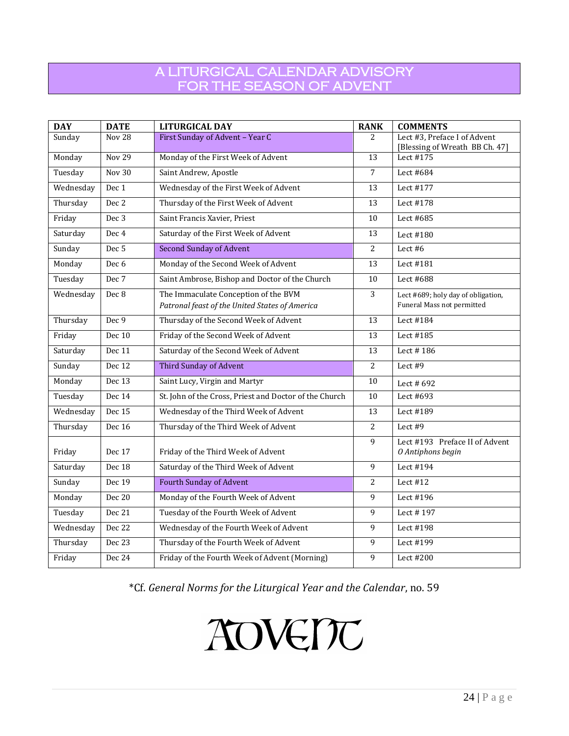# A LITURGICAL CALENDAR ADVISORY FOR THE SEASON OF ADVENT

| DAY | DATE | LITURGICAL DAY | RANK | COMMENTS |
|---|---|---|---|---|
| Sunday | Nov 28 | First Sunday of Advent – Year C | 2 | Lect #3, Preface I of Advent [Blessing of Wreath BB Ch. 47] |
| Monday | Nov 29 | Monday of the First Week of Advent | 13 | Lect #175 |
| Tuesday | Nov 30 | Saint Andrew, Apostle | 7 | Lect #684 |
| Wednesday | Dec 1 | Wednesday of the First Week of Advent | 13 | Lect #177 |
| Thursday | Dec 2 | Thursday of the First Week of Advent | 13 | Lect #178 |
| Friday | Dec 3 | Saint Francis Xavier, Priest | 10 | Lect #685 |
| Saturday | Dec 4 | Saturday of the First Week of Advent | 13 | Lect #180 |
| Sunday | Dec 5 | Second Sunday of Advent | 2 | Lect #6 |
| Monday | Dec 6 | Monday of the Second Week of Advent | 13 | Lect #181 |
| Tuesday | Dec 7 | Saint Ambrose, Bishop and Doctor of the Church | 10 | Lect #688 |
| Wednesday | Dec 8 | The Immaculate Conception of the BVM *Patronal feast of the United States of America* | 3 | Lect #689; holy day of obligation, Funeral Mass not permitted |
| Thursday | Dec 9 | Thursday of the Second Week of Advent | 13 | Lect #184 |
| Friday | Dec 10 | Friday of the Second Week of Advent | 13 | Lect #185 |
| Saturday | Dec 11 | Saturday of the Second Week of Advent | 13 | Lect # 186 |
| Sunday | Dec 12 | Third Sunday of Advent | 2 | Lect #9 |
| Monday | Dec 13 | Saint Lucy, Virgin and Martyr | 10 | Lect # 692 |
| Tuesday | Dec 14 | St. John of the Cross, Priest and Doctor of the Church | 10 | Lect #693 |
| Wednesday | Dec 15 | Wednesday of the Third Week of Advent | 13 | Lect #189 |
| Thursday | Dec 16 | Thursday of the Third Week of Advent | 2 | Lect #9 |
| Friday | Dec 17 | Friday of the Third Week of Advent | 9 | Lect #193 Preface II of Advent *O Antiphons begin* |
| Saturday | Dec 18 | Saturday of the Third Week of Advent | 9 | Lect #194 |
| Sunday | Dec 19 | Fourth Sunday of Advent | 2 | Lect #12 |
| Monday | Dec 20 | Monday of the Fourth Week of Advent | 9 | Lect #196 |
| Tuesday | Dec 21 | Tuesday of the Fourth Week of Advent | 9 | Lect # 197 |
| Wednesday | Dec 22 | Wednesday of the Fourth Week of Advent | 9 | Lect #198 |
| Thursday | Dec 23 | Thursday of the Fourth Week of Advent | 9 | Lect #199 |
| Friday | Dec 24 | Friday of the Fourth Week of Advent (Morning) | 9 | Lect #200 |

*Cf. *General Norms for the Liturgical Year and the Calendar*, no. 59

ADVENT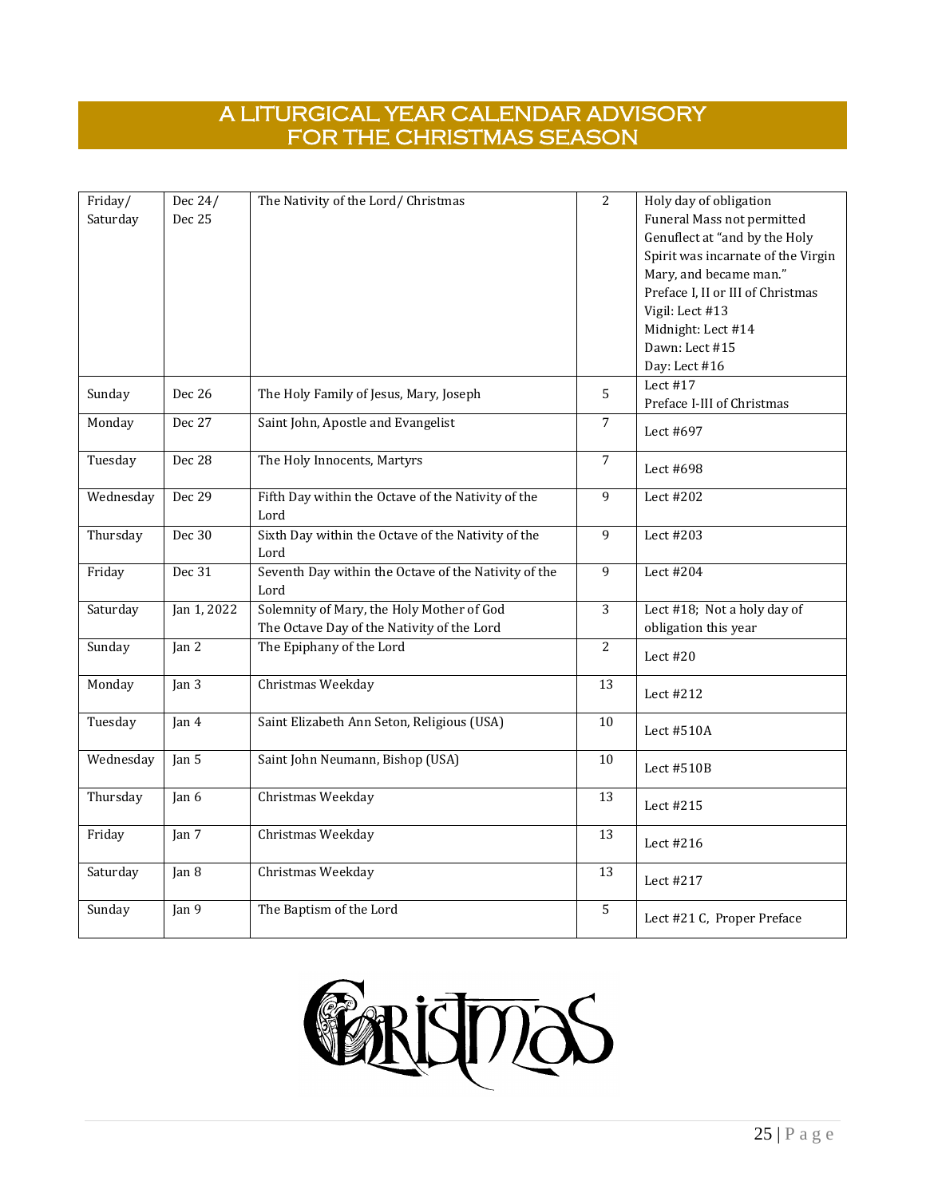# A LITURGICAL YEAR CALENDAR ADVISORY FOR THE CHRISTMAS SEASON

| | | | | |
|---|---|---|---|---|
| Friday/ Saturday | Dec 24/ Dec 25 | The Nativity of the Lord/ Christmas | 2 | Holy day of obligation<br>Funeral Mass not permitted<br>Genuflect at "and by the Holy Spirit was incarnate of the Virgin Mary, and became man."<br>Preface I, II or III of Christmas<br>Vigil: Lect #13<br>Midnight: Lect #14<br>Dawn: Lect #15<br>Day: Lect #16 |
| Sunday | Dec 26 | The Holy Family of Jesus, Mary, Joseph | 5 | Lect #17<br>Preface I-III of Christmas |
| Monday | Dec 27 | Saint John, Apostle and Evangelist | 7 | Lect #697 |
| Tuesday | Dec 28 | The Holy Innocents, Martyrs | 7 | Lect #698 |
| Wednesday | Dec 29 | Fifth Day within the Octave of the Nativity of the Lord | 9 | Lect #202 |
| Thursday | Dec 30 | Sixth Day within the Octave of the Nativity of the Lord | 9 | Lect #203 |
| Friday | Dec 31 | Seventh Day within the Octave of the Nativity of the Lord | 9 | Lect #204 |
| Saturday | Jan 1, 2022 | Solemnity of Mary, the Holy Mother of God<br>The Octave Day of the Nativity of the Lord | 3 | Lect #18; Not a holy day of obligation this year |
| Sunday | Jan 2 | The Epiphany of the Lord | 2 | Lect #20 |
| Monday | Jan 3 | Christmas Weekday | 13 | Lect #212 |
| Tuesday | Jan 4 | Saint Elizabeth Ann Seton, Religious (USA) | 10 | Lect #510A |
| Wednesday | Jan 5 | Saint John Neumann, Bishop (USA) | 10 | Lect #510B |
| Thursday | Jan 6 | Christmas Weekday | 13 | Lect #215 |
| Friday | Jan 7 | Christmas Weekday | 13 | Lect #216 |
| Saturday | Jan 8 | Christmas Weekday | 13 | Lect #217 |
| Sunday | Jan 9 | The Baptism of the Lord | 5 | Lect #21 C, Proper Preface |

Christmas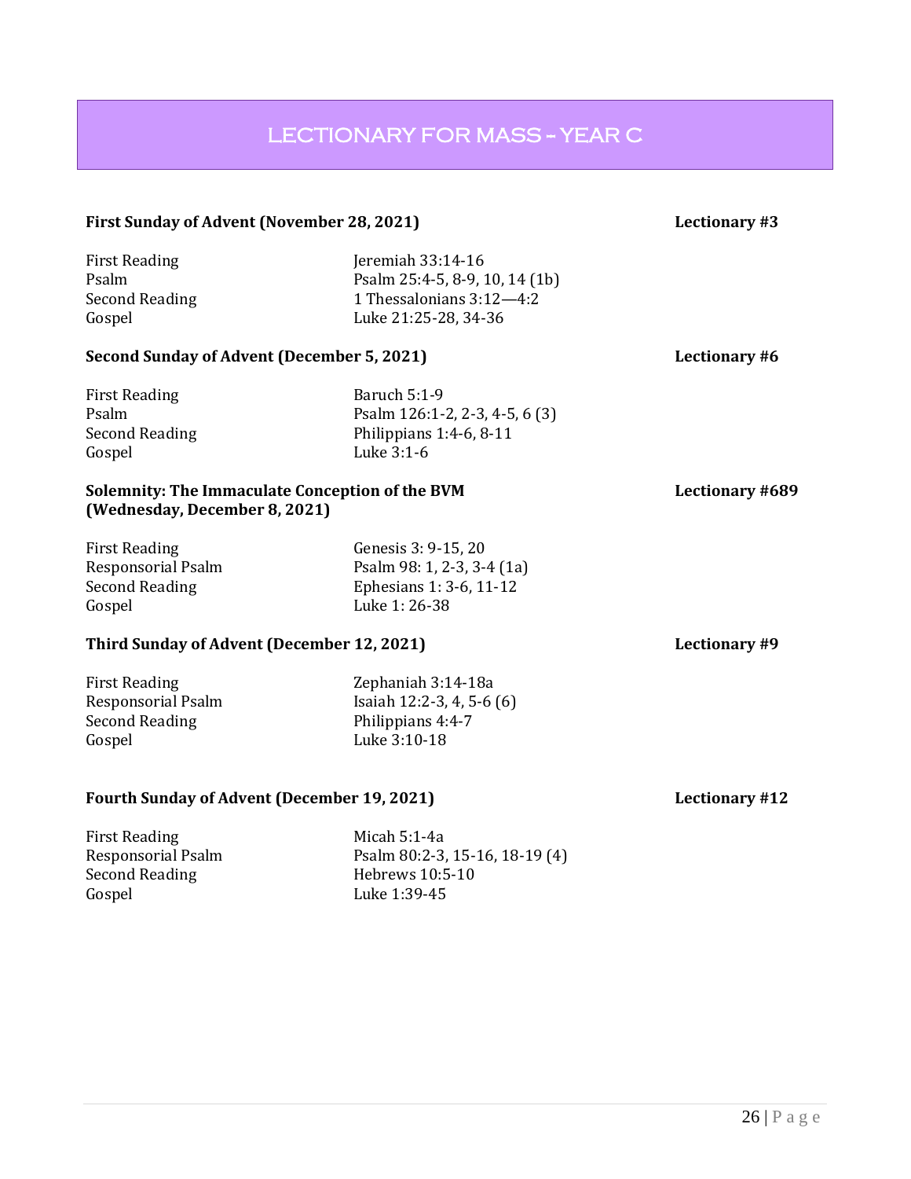# LECTIONARY FOR MASS – YEAR C

**First Sunday of Advent (November 28, 2021)** **Lectionary #3**

| | |
|---|---|
| First Reading | Jeremiah 33:14-16 |
| Psalm | Psalm 25:4-5, 8-9, 10, 14 (1b) |
| Second Reading | 1 Thessalonians 3:12—4:2 |
| Gospel | Luke 21:25-28, 34-36 |

**Second Sunday of Advent (December 5, 2021)** **Lectionary #6**

| | |
|---|---|
| First Reading | Baruch 5:1-9 |
| Psalm | Psalm 126:1-2, 2-3, 4-5, 6 (3) |
| Second Reading | Philippians 1:4-6, 8-11 |
| Gospel | Luke 3:1-6 |

**Solemnity: The Immaculate Conception of the BVM (Wednesday, December 8, 2021)** **Lectionary #689**

| | |
|---|---|
| First Reading | Genesis 3: 9-15, 20 |
| Responsorial Psalm | Psalm 98: 1, 2-3, 3-4 (1a) |
| Second Reading | Ephesians 1: 3-6, 11-12 |
| Gospel | Luke 1: 26-38 |

**Third Sunday of Advent (December 12, 2021)** **Lectionary #9**

| | |
|---|---|
| First Reading | Zephaniah 3:14-18a |
| Responsorial Psalm | Isaiah 12:2-3, 4, 5-6 (6) |
| Second Reading | Philippians 4:4-7 |
| Gospel | Luke 3:10-18 |

**Fourth Sunday of Advent (December 19, 2021)** **Lectionary #12**

| | |
|---|---|
| First Reading | Micah 5:1-4a |
| Responsorial Psalm | Psalm 80:2-3, 15-16, 18-19 (4) |
| Second Reading | Hebrews 10:5-10 |
| Gospel | Luke 1:39-45 |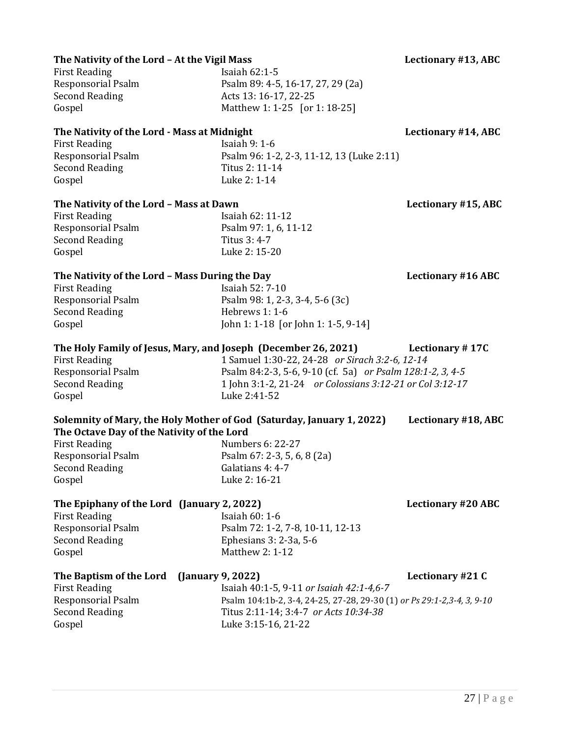**The Nativity of the Lord – At the Vigil Mass** **Lectionary #13, ABC**

| | |
|---|---|
| First Reading | Isaiah 62:1-5 |
| Responsorial Psalm | Psalm 89: 4-5, 16-17, 27, 29 (2a) |
| Second Reading | Acts 13: 16-17, 22-25 |
| Gospel | Matthew 1: 1-25 [or 1: 18-25] |

**The Nativity of the Lord - Mass at Midnight** **Lectionary #14, ABC**

| | |
|---|---|
| First Reading | Isaiah 9: 1-6 |
| Responsorial Psalm | Psalm 96: 1-2, 2-3, 11-12, 13 (Luke 2:11) |
| Second Reading | Titus 2: 11-14 |
| Gospel | Luke 2: 1-14 |

**The Nativity of the Lord – Mass at Dawn** **Lectionary #15, ABC**

| | |
|---|---|
| First Reading | Isaiah 62: 11-12 |
| Responsorial Psalm | Psalm 97: 1, 6, 11-12 |
| Second Reading | Titus 3: 4-7 |
| Gospel | Luke 2: 15-20 |

**The Nativity of the Lord – Mass During the Day** **Lectionary #16 ABC**

| | |
|---|---|
| First Reading | Isaiah 52: 7-10 |
| Responsorial Psalm | Psalm 98: 1, 2-3, 3-4, 5-6 (3c) |
| Second Reading | Hebrews 1: 1-6 |
| Gospel | John 1: 1-18 [or John 1: 1-5, 9-14] |

**The Holy Family of Jesus, Mary, and Joseph (December 26, 2021)** **Lectionary # 17C**

| | |
|---|---|
| First Reading | 1 Samuel 1:30-22, 24-28 *or Sirach 3:2-6, 12-14* |
| Responsorial Psalm | Psalm 84:2-3, 5-6, 9-10 (cf. 5a) *or Psalm 128:1-2, 3, 4-5* |
| Second Reading | 1 John 3:1-2, 21-24 *or Colossians 3:12-21 or Col 3:12-17* |
| Gospel | Luke 2:41-52 |

**Solemnity of Mary, the Holy Mother of God (Saturday, January 1, 2022)** **Lectionary #18, ABC**
**The Octave Day of the Nativity of the Lord**

| | |
|---|---|
| First Reading | Numbers 6: 22-27 |
| Responsorial Psalm | Psalm 67: 2-3, 5, 6, 8 (2a) |
| Second Reading | Galatians 4: 4-7 |
| Gospel | Luke 2: 16-21 |

**The Epiphany of the Lord (January 2, 2022)** **Lectionary #20 ABC**

| | |
|---|---|
| First Reading | Isaiah 60: 1-6 |
| Responsorial Psalm | Psalm 72: 1-2, 7-8, 10-11, 12-13 |
| Second Reading | Ephesians 3: 2-3a, 5-6 |
| Gospel | Matthew 2: 1-12 |

**The Baptism of the Lord (January 9, 2022)** **Lectionary #21 C**

| | |
|---|---|
| First Reading | Isaiah 40:1-5, 9-11 *or Isaiah 42:1-4,6-7* |
| Responsorial Psalm | Psalm 104:1b-2, 3-4, 24-25, 27-28, 29-30 (1) *or Ps 29:1-2,3-4, 3, 9-10* |
| Second Reading | Titus 2:11-14; 3:4-7 *or Acts 10:34-38* |
| Gospel | Luke 3:15-16, 21-22 |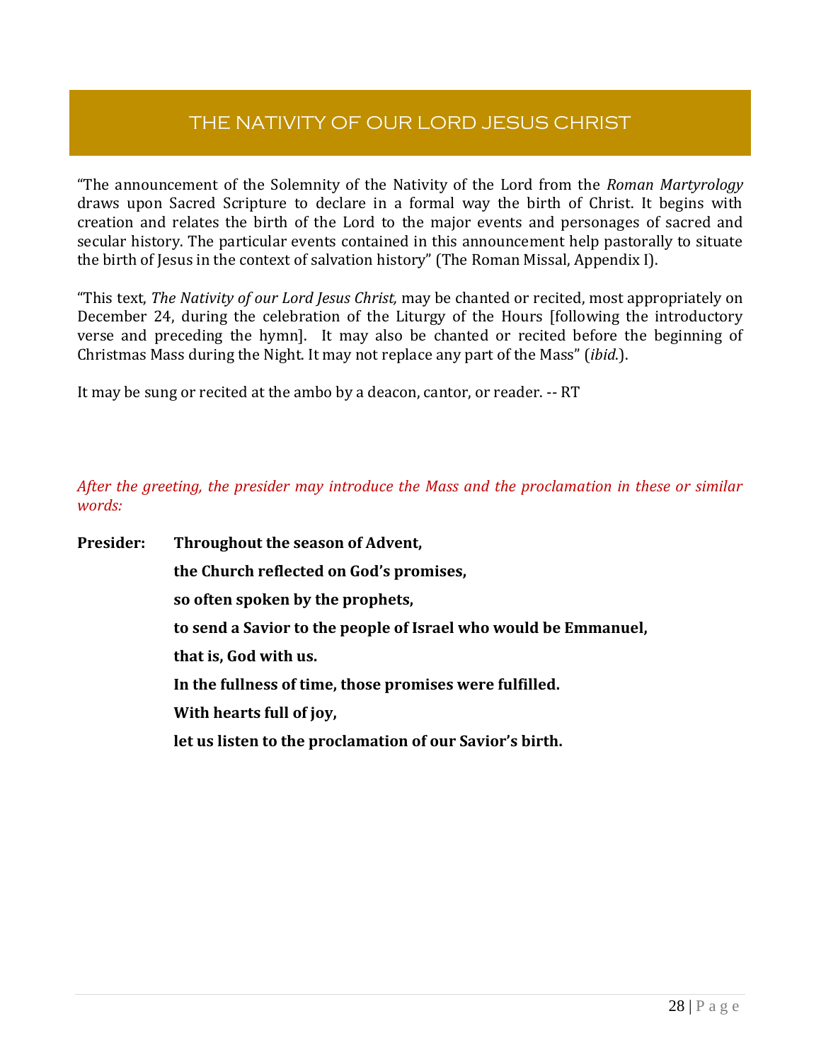# THE NATIVITY OF OUR LORD JESUS CHRIST

"The announcement of the Solemnity of the Nativity of the Lord from the *Roman Martyrology* draws upon Sacred Scripture to declare in a formal way the birth of Christ. It begins with creation and relates the birth of the Lord to the major events and personages of sacred and secular history. The particular events contained in this announcement help pastorally to situate the birth of Jesus in the context of salvation history" (The Roman Missal, Appendix I).

"This text, *The Nativity of our Lord Jesus Christ,* may be chanted or recited, most appropriately on December 24, during the celebration of the Liturgy of the Hours [following the introductory verse and preceding the hymn]. It may also be chanted or recited before the beginning of Christmas Mass during the Night. It may not replace any part of the Mass" (*ibid*.).

It may be sung or recited at the ambo by a deacon, cantor, or reader. -- RT

*After the greeting, the presider may introduce the Mass and the proclamation in these or similar words:*

**Presider:** **Throughout the season of Advent,**

**the Church reflected on God's promises,**

**so often spoken by the prophets,**

**to send a Savior to the people of Israel who would be Emmanuel,**

**that is, God with us.**

**In the fullness of time, those promises were fulfilled.**

**With hearts full of joy,**

**let us listen to the proclamation of our Savior's birth.**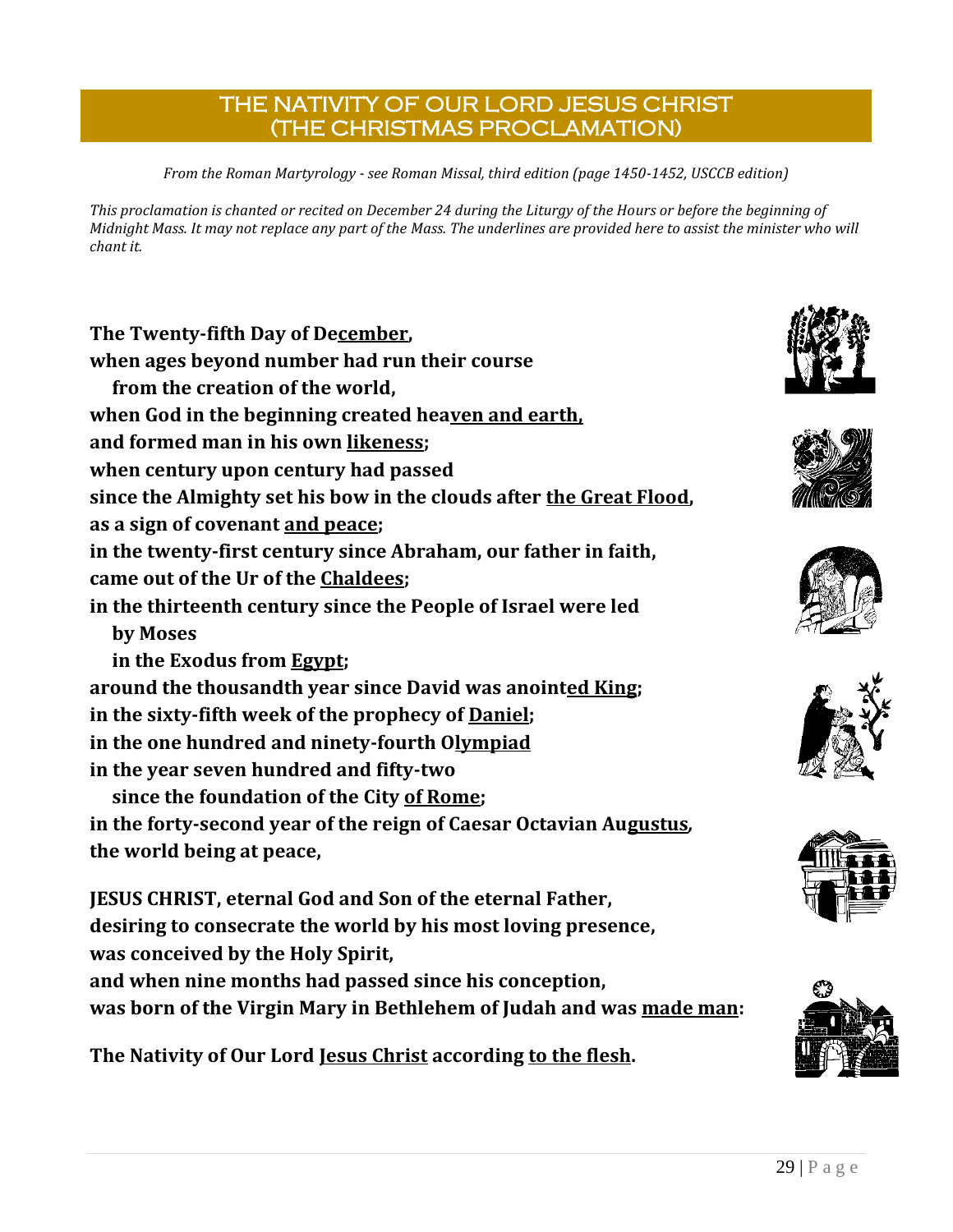# THE NATIVITY OF OUR LORD JESUS CHRIST (THE CHRISTMAS PROCLAMATION)

*From the Roman Martyrology - see Roman Missal, third edition (page 1450-1452, USCCB edition)*

*This proclamation is chanted or recited on December 24 during the Liturgy of the Hours or before the beginning of Midnight Mass. It may not replace any part of the Mass. The underlines are provided here to assist the minister who will chant it.*

**The Twenty-fifth Day of De<u>cember</u>,**
**when ages beyond number had run their course**
**from the creation of the world,**
**when God in the beginning created hea<u>ven and earth,</u>**
**and formed man in his own <u>likeness</u>;**
**when century upon century had passed**
**since the Almighty set his bow in the clouds after <u>the Great Flood</u>,**
**as a sign of covenant <u>and peace</u>;**
**in the twenty-first century since Abraham, our father in faith,**
**came out of the Ur of the <u>Chaldees</u>;**
**in the thirteenth century since the People of Israel were led**
**by Moses**
**in the Exodus from <u>Egypt</u>;**
**around the thousandth year since David was anoint<u>ed King</u>;**
**in the sixty-fifth week of the prophecy of <u>Daniel</u>;**
**in the one hundred and ninety-fourth O<u>lympiad</u>**
**in the year seven hundred and fifty-two**
**since the foundation of the City <u>of Rome</u>;**
**in the forty-second year of the reign of Caesar Octavian Au<u>gustus</u>,**
**the world being at peace,**

**JESUS CHRIST, eternal God and Son of the eternal Father,**
**desiring to consecrate the world by his most loving presence,**
**was conceived by the Holy Spirit,**
**and when nine months had passed since his conception,**
**was born of the Virgin Mary in Bethlehem of Judah and was <u>made man</u>:**

**The Nativity of Our Lord <u>Jesus Christ</u> according <u>to the flesh</u>.**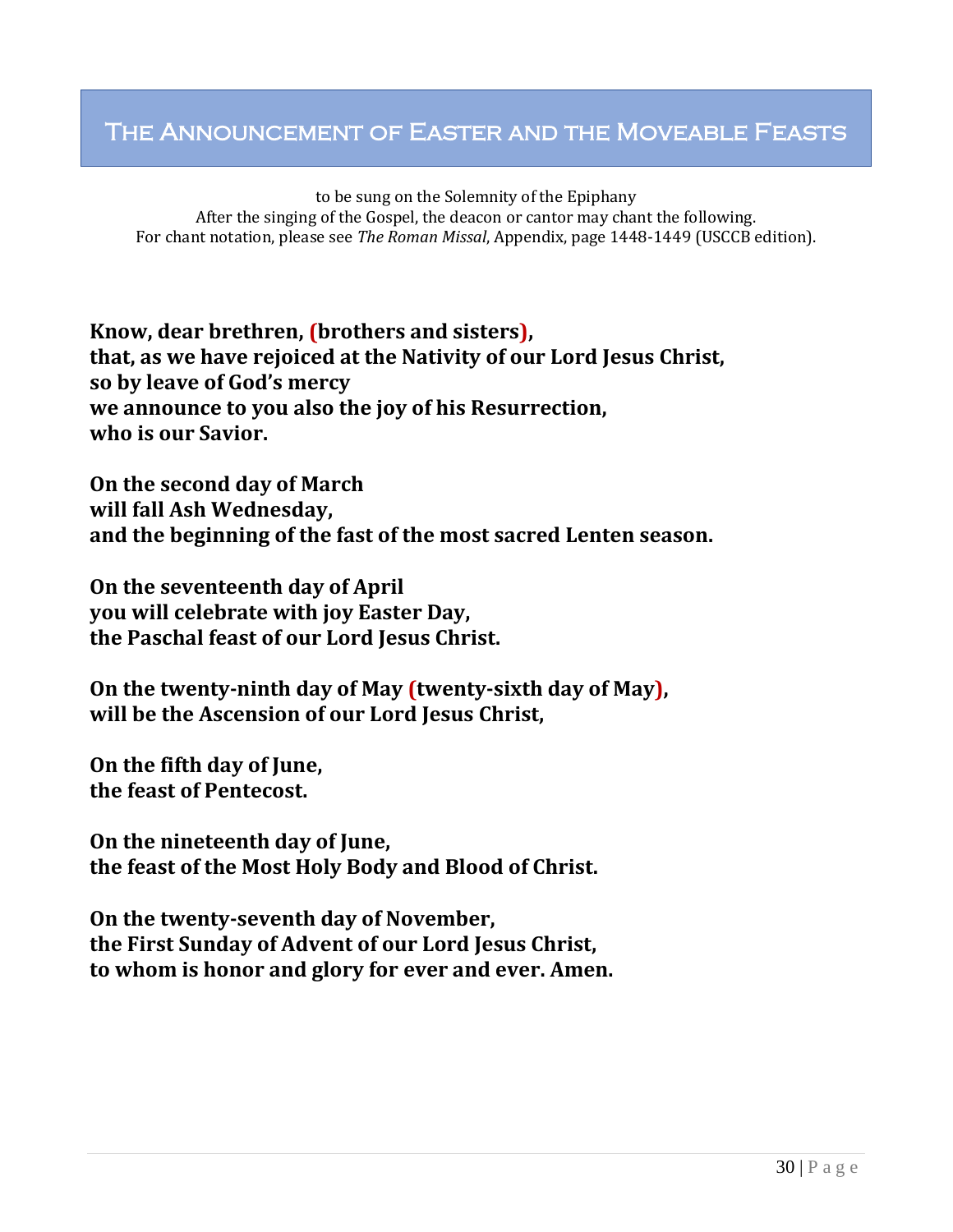# The Announcement of Easter and the Moveable Feasts

to be sung on the Solemnity of the Epiphany
After the singing of the Gospel, the deacon or cantor may chant the following.
For chant notation, please see *The Roman Missal*, Appendix, page 1448-1449 (USCCB edition).

**Know, dear brethren, (brothers and sisters),**
**that, as we have rejoiced at the Nativity of our Lord Jesus Christ,**
**so by leave of God's mercy**
**we announce to you also the joy of his Resurrection,**
**who is our Savior.**

**On the second day of March**
**will fall Ash Wednesday,**
**and the beginning of the fast of the most sacred Lenten season.**

**On the seventeenth day of April**
**you will celebrate with joy Easter Day,**
**the Paschal feast of our Lord Jesus Christ.**

**On the twenty-ninth day of May (twenty-sixth day of May),**
**will be the Ascension of our Lord Jesus Christ,**

**On the fifth day of June,**
**the feast of Pentecost.**

**On the nineteenth day of June,**
**the feast of the Most Holy Body and Blood of Christ.**

**On the twenty-seventh day of November,**
**the First Sunday of Advent of our Lord Jesus Christ,**
**to whom is honor and glory for ever and ever. Amen.**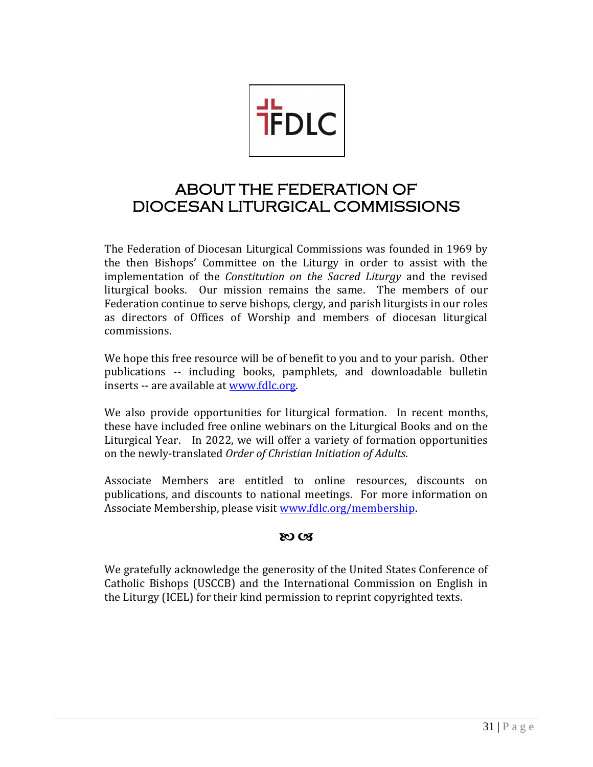# ABOUT THE FEDERATION OF DIOCESAN LITURGICAL COMMISSIONS

The Federation of Diocesan Liturgical Commissions was founded in 1969 by the then Bishops' Committee on the Liturgy in order to assist with the implementation of the *Constitution on the Sacred Liturgy* and the revised liturgical books. Our mission remains the same. The members of our Federation continue to serve bishops, clergy, and parish liturgists in our roles as directors of Offices of Worship and members of diocesan liturgical commissions.

We hope this free resource will be of benefit to you and to your parish. Other publications -- including books, pamphlets, and downloadable bulletin inserts -- are available at [www.fdlc.org](http://www.fdlc.org).

We also provide opportunities for liturgical formation. In recent months, these have included free online webinars on the Liturgical Books and on the Liturgical Year. In 2022, we will offer a variety of formation opportunities on the newly-translated *Order of Christian Initiation of Adults*.

Associate Members are entitled to online resources, discounts on publications, and discounts to national meetings. For more information on Associate Membership, please visit [www.fdlc.org/membership](http://www.fdlc.org/membership).

We gratefully acknowledge the generosity of the United States Conference of Catholic Bishops (USCCB) and the International Commission on English in the Liturgy (ICEL) for their kind permission to reprint copyrighted texts.